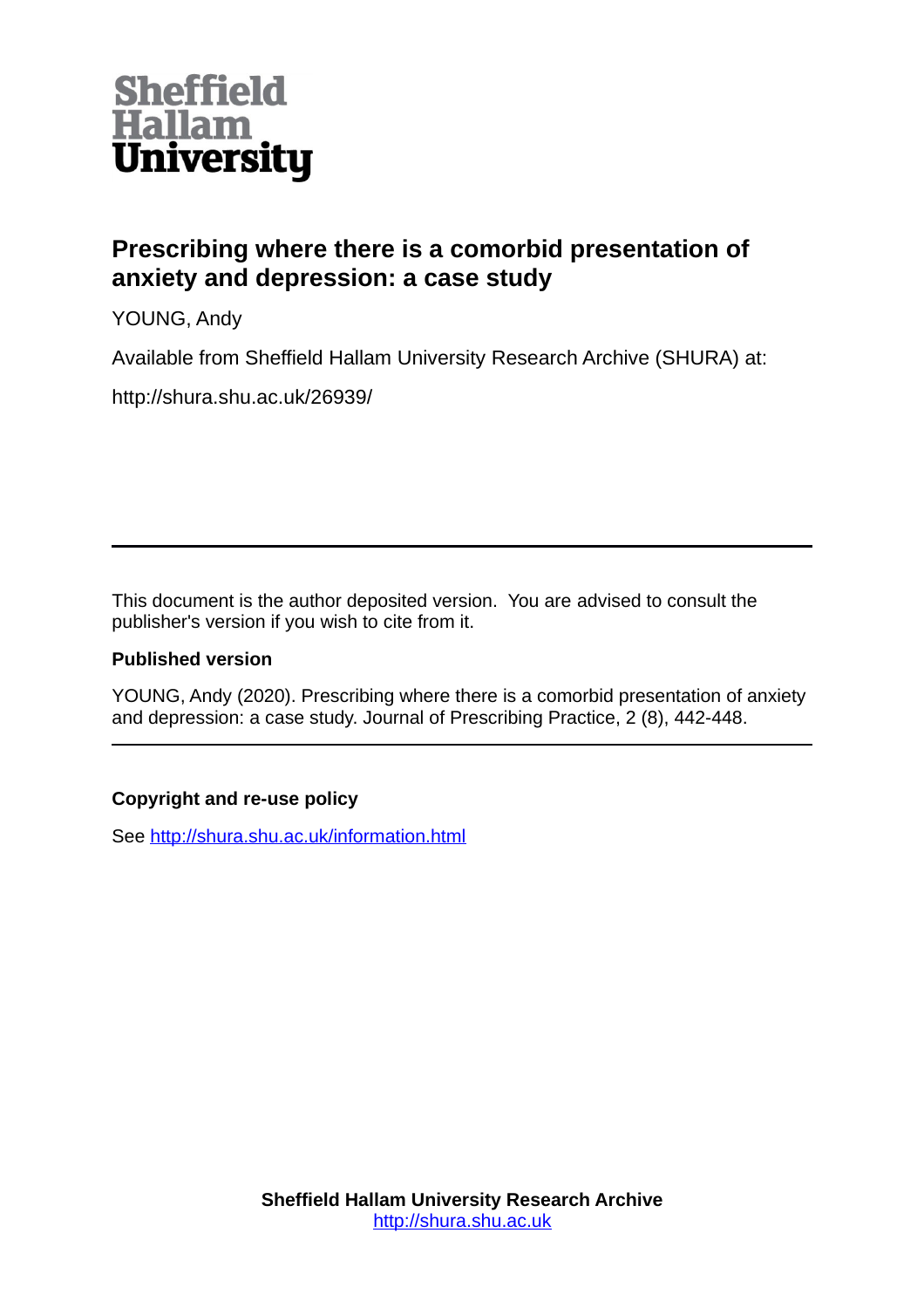Sheffield Hallam University

# Prescribing where there is a comorbid presentation of anxiety and depression: a case study

YOUNG, Andy

Available from Sheffield Hallam University Research Archive (SHURA) at:

http://shura.shu.ac.uk/26939/

---

This document is the author deposited version. You are advised to consult the publisher's version if you wish to cite from it.

**Published version**

YOUNG, Andy (2020). Prescribing where there is a comorbid presentation of anxiety and depression: a case study. Journal of Prescribing Practice, 2 (8), 442-448.

---

**Copyright and re-use policy**

See http://shura.shu.ac.uk/information.html

**Sheffield Hallam University Research Archive**
http://shura.shu.ac.uk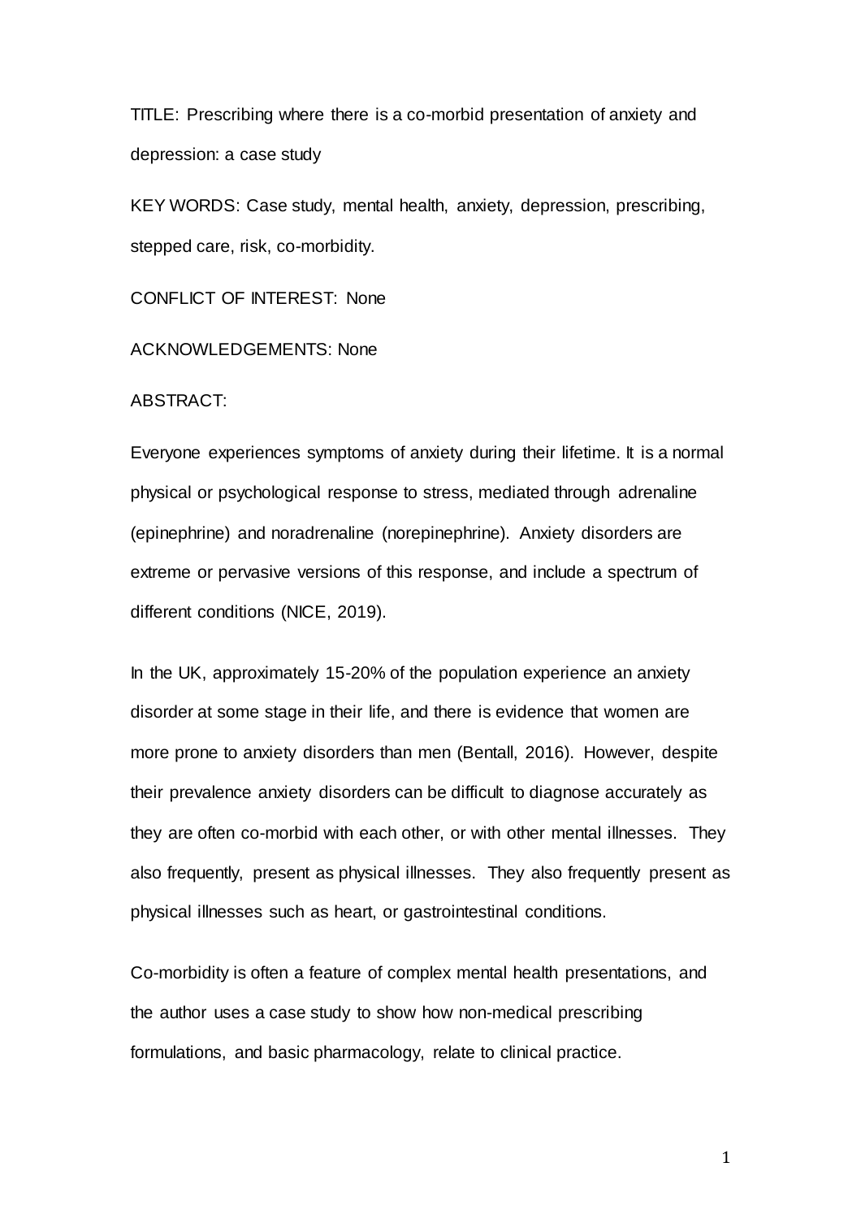TITLE: Prescribing where there is a co-morbid presentation of anxiety and depression: a case study

KEY WORDS: Case study, mental health, anxiety, depression, prescribing, stepped care, risk, co-morbidity.

CONFLICT OF INTEREST: None

ACKNOWLEDGEMENTS: None

ABSTRACT:

Everyone experiences symptoms of anxiety during their lifetime. It is a normal physical or psychological response to stress, mediated through adrenaline (epinephrine) and noradrenaline (norepinephrine). Anxiety disorders are extreme or pervasive versions of this response, and include a spectrum of different conditions (NICE, 2019).

In the UK, approximately 15-20% of the population experience an anxiety disorder at some stage in their life, and there is evidence that women are more prone to anxiety disorders than men (Bentall, 2016). However, despite their prevalence anxiety disorders can be difficult to diagnose accurately as they are often co-morbid with each other, or with other mental illnesses. They also frequently, present as physical illnesses. They also frequently present as physical illnesses such as heart, or gastrointestinal conditions.

Co-morbidity is often a feature of complex mental health presentations, and the author uses a case study to show how non-medical prescribing formulations, and basic pharmacology, relate to clinical practice.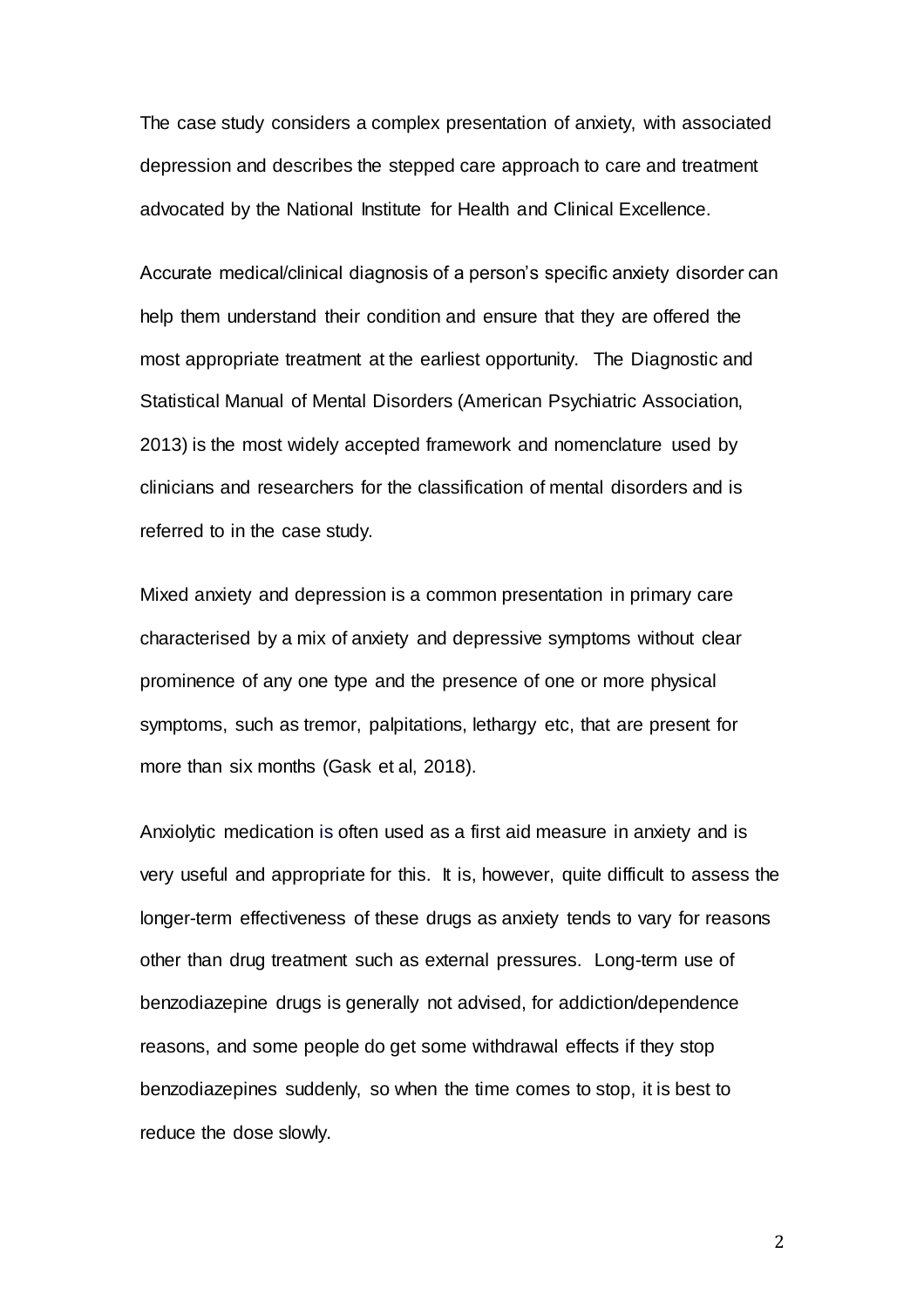The case study considers a complex presentation of anxiety, with associated depression and describes the stepped care approach to care and treatment advocated by the National Institute for Health and Clinical Excellence.

Accurate medical/clinical diagnosis of a person's specific anxiety disorder can help them understand their condition and ensure that they are offered the most appropriate treatment at the earliest opportunity. The Diagnostic and Statistical Manual of Mental Disorders (American Psychiatric Association, 2013) is the most widely accepted framework and nomenclature used by clinicians and researchers for the classification of mental disorders and is referred to in the case study.

Mixed anxiety and depression is a common presentation in primary care characterised by a mix of anxiety and depressive symptoms without clear prominence of any one type and the presence of one or more physical symptoms, such as tremor, palpitations, lethargy etc, that are present for more than six months (Gask et al, 2018).

Anxiolytic medication is often used as a first aid measure in anxiety and is very useful and appropriate for this. It is, however, quite difficult to assess the longer-term effectiveness of these drugs as anxiety tends to vary for reasons other than drug treatment such as external pressures. Long-term use of benzodiazepine drugs is generally not advised, for addiction/dependence reasons, and some people do get some withdrawal effects if they stop benzodiazepines suddenly, so when the time comes to stop, it is best to reduce the dose slowly.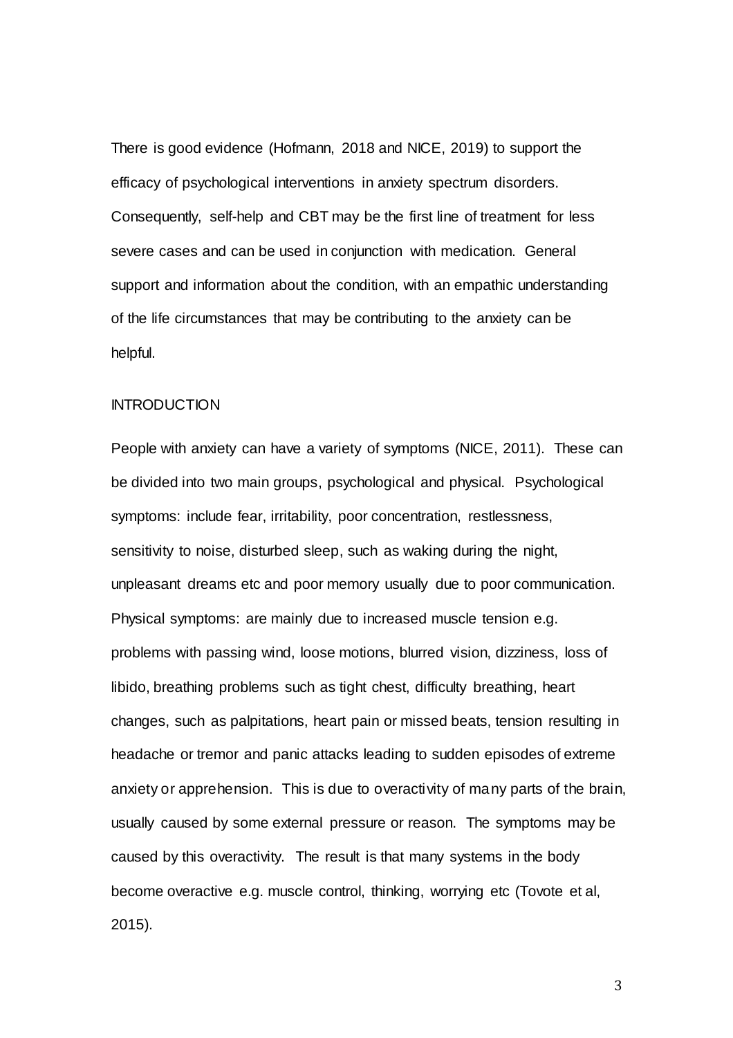There is good evidence (Hofmann, 2018 and NICE, 2019) to support the efficacy of psychological interventions in anxiety spectrum disorders. Consequently, self-help and CBT may be the first line of treatment for less severe cases and can be used in conjunction with medication. General support and information about the condition, with an empathic understanding of the life circumstances that may be contributing to the anxiety can be helpful.

## INTRODUCTION

People with anxiety can have a variety of symptoms (NICE, 2011). These can be divided into two main groups, psychological and physical. Psychological symptoms: include fear, irritability, poor concentration, restlessness, sensitivity to noise, disturbed sleep, such as waking during the night, unpleasant dreams etc and poor memory usually due to poor communication. Physical symptoms: are mainly due to increased muscle tension e.g. problems with passing wind, loose motions, blurred vision, dizziness, loss of libido, breathing problems such as tight chest, difficulty breathing, heart changes, such as palpitations, heart pain or missed beats, tension resulting in headache or tremor and panic attacks leading to sudden episodes of extreme anxiety or apprehension. This is due to overactivity of many parts of the brain, usually caused by some external pressure or reason. The symptoms may be caused by this overactivity. The result is that many systems in the body become overactive e.g. muscle control, thinking, worrying etc (Tovote et al, 2015).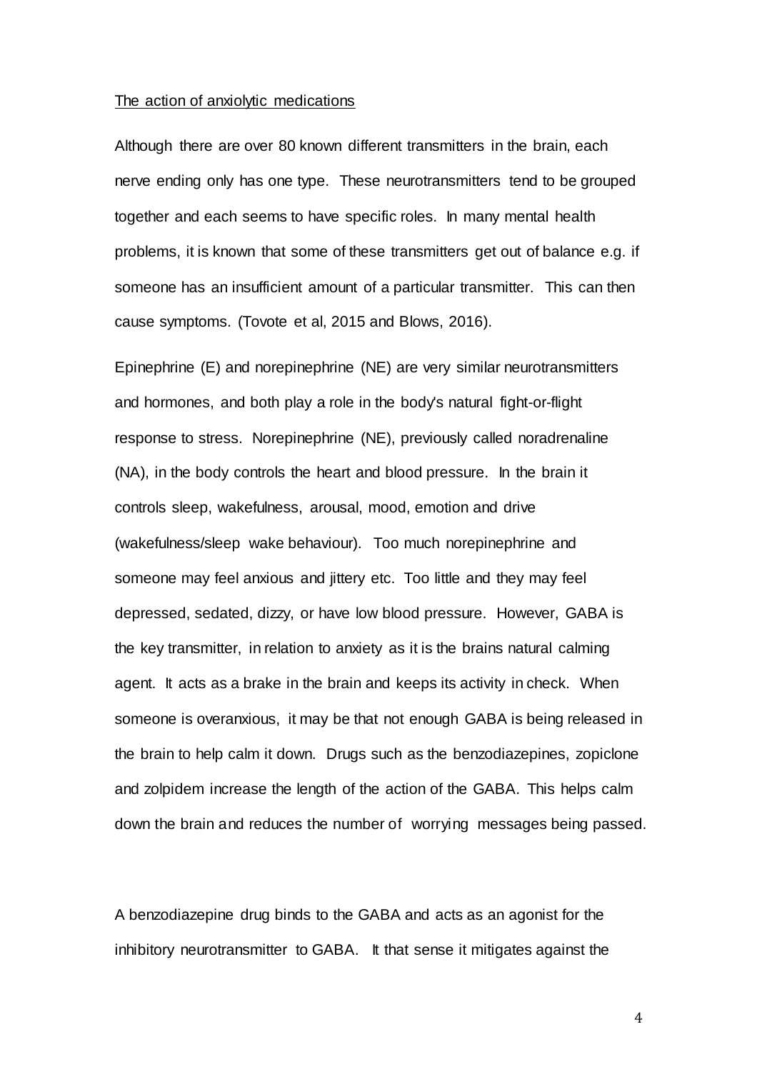The action of anxiolytic medications

Although there are over 80 known different transmitters in the brain, each nerve ending only has one type. These neurotransmitters tend to be grouped together and each seems to have specific roles. In many mental health problems, it is known that some of these transmitters get out of balance e.g. if someone has an insufficient amount of a particular transmitter. This can then cause symptoms. (Tovote et al, 2015 and Blows, 2016).

Epinephrine (E) and norepinephrine (NE) are very similar neurotransmitters and hormones, and both play a role in the body's natural fight-or-flight response to stress. Norepinephrine (NE), previously called noradrenaline (NA), in the body controls the heart and blood pressure. In the brain it controls sleep, wakefulness, arousal, mood, emotion and drive (wakefulness/sleep wake behaviour). Too much norepinephrine and someone may feel anxious and jittery etc. Too little and they may feel depressed, sedated, dizzy, or have low blood pressure. However, GABA is the key transmitter, in relation to anxiety as it is the brains natural calming agent. It acts as a brake in the brain and keeps its activity in check. When someone is overanxious, it may be that not enough GABA is being released in the brain to help calm it down. Drugs such as the benzodiazepines, zopiclone and zolpidem increase the length of the action of the GABA. This helps calm down the brain and reduces the number of worrying messages being passed.

A benzodiazepine drug binds to the GABA and acts as an agonist for the inhibitory neurotransmitter to GABA. It that sense it mitigates against the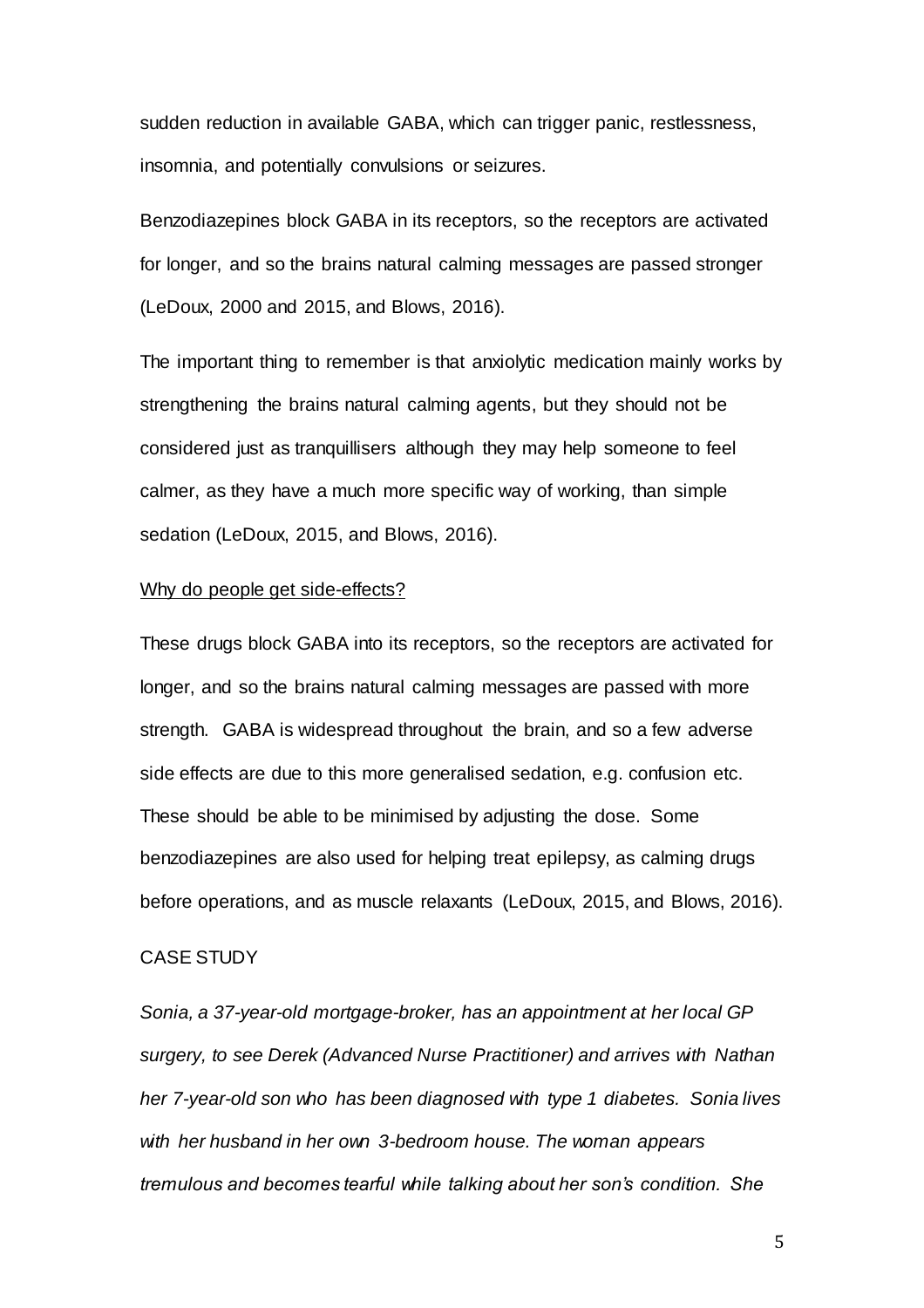sudden reduction in available GABA, which can trigger panic, restlessness, insomnia, and potentially convulsions or seizures.

Benzodiazepines block GABA in its receptors, so the receptors are activated for longer, and so the brains natural calming messages are passed stronger (LeDoux, 2000 and 2015, and Blows, 2016).

The important thing to remember is that anxiolytic medication mainly works by strengthening the brains natural calming agents, but they should not be considered just as tranquillisers although they may help someone to feel calmer, as they have a much more specific way of working, than simple sedation (LeDoux, 2015, and Blows, 2016).

Why do people get side-effects?

These drugs block GABA into its receptors, so the receptors are activated for longer, and so the brains natural calming messages are passed with more strength. GABA is widespread throughout the brain, and so a few adverse side effects are due to this more generalised sedation, e.g. confusion etc. These should be able to be minimised by adjusting the dose. Some benzodiazepines are also used for helping treat epilepsy, as calming drugs before operations, and as muscle relaxants (LeDoux, 2015, and Blows, 2016).

CASE STUDY

*Sonia, a 37-year-old mortgage-broker, has an appointment at her local GP surgery, to see Derek (Advanced Nurse Practitioner) and arrives with Nathan her 7-year-old son who has been diagnosed with type 1 diabetes. Sonia lives with her husband in her own 3-bedroom house. The woman appears tremulous and becomes tearful while talking about her son's condition. She*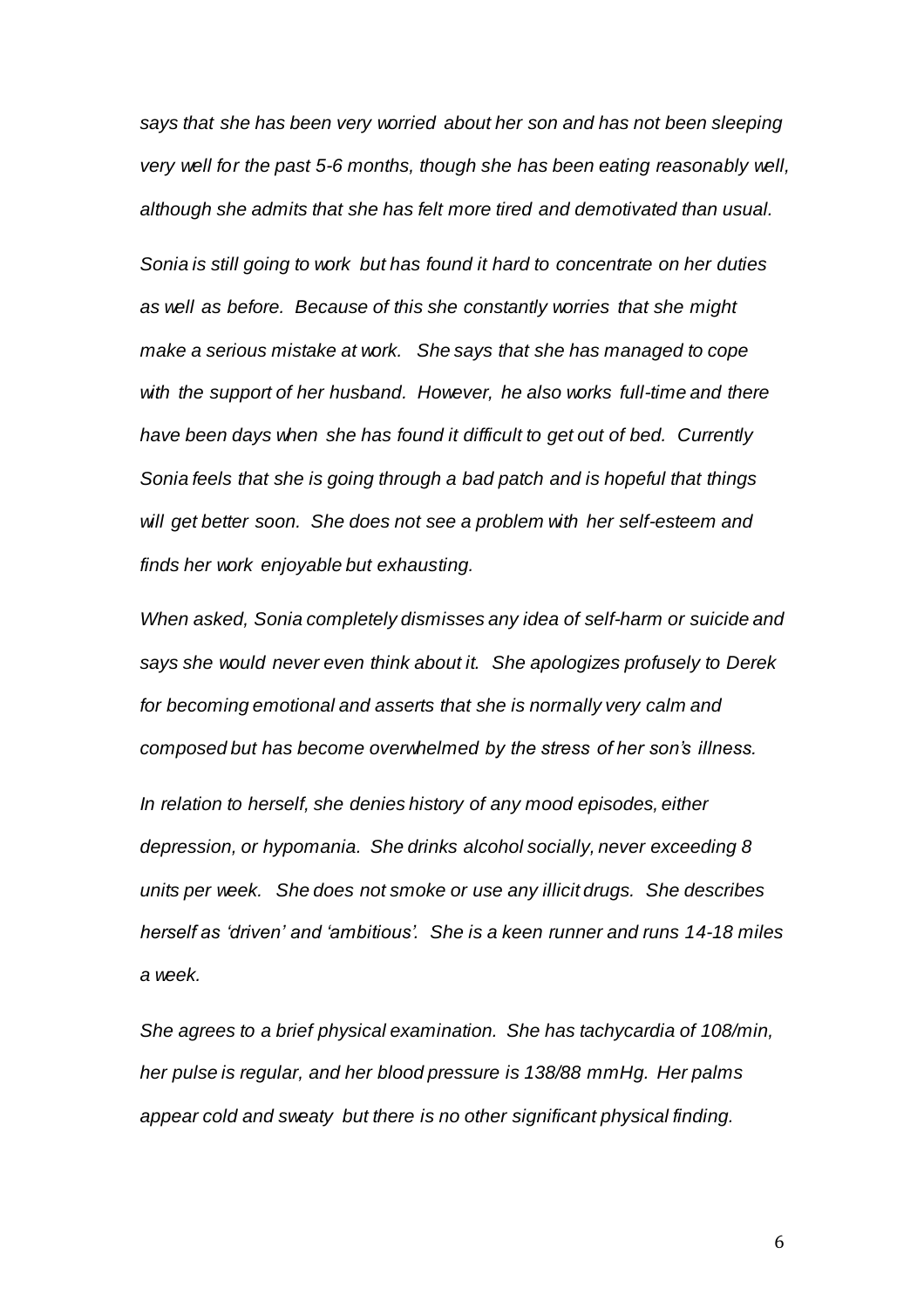*says that she has been very worried about her son and has not been sleeping very well for the past 5-6 months, though she has been eating reasonably well, although she admits that she has felt more tired and demotivated than usual.*

*Sonia is still going to work but has found it hard to concentrate on her duties as well as before. Because of this she constantly worries that she might make a serious mistake at work. She says that she has managed to cope with the support of her husband. However, he also works full-time and there have been days when she has found it difficult to get out of bed. Currently Sonia feels that she is going through a bad patch and is hopeful that things will get better soon. She does not see a problem with her self-esteem and finds her work enjoyable but exhausting.*

*When asked, Sonia completely dismisses any idea of self-harm or suicide and says she would never even think about it. She apologizes profusely to Derek for becoming emotional and asserts that she is normally very calm and composed but has become overwhelmed by the stress of her son's illness.*

*In relation to herself, she denies history of any mood episodes, either depression, or hypomania. She drinks alcohol socially, never exceeding 8 units per week. She does not smoke or use any illicit drugs. She describes herself as 'driven' and 'ambitious'. She is a keen runner and runs 14-18 miles a week.*

*She agrees to a brief physical examination. She has tachycardia of 108/min, her pulse is regular, and her blood pressure is 138/88 mmHg. Her palms appear cold and sweaty but there is no other significant physical finding.*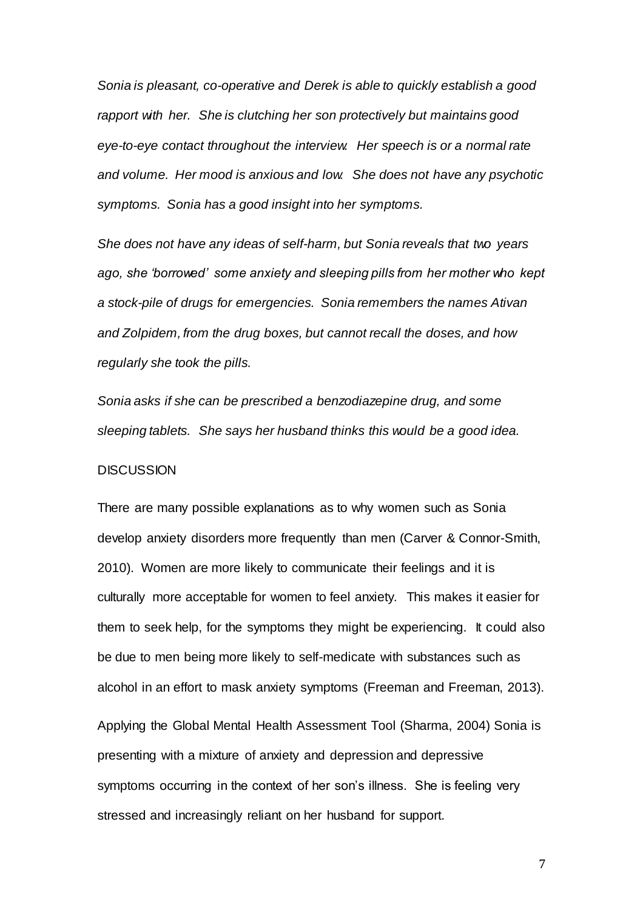*Sonia is pleasant, co-operative and Derek is able to quickly establish a good rapport with her. She is clutching her son protectively but maintains good eye-to-eye contact throughout the interview. Her speech is or a normal rate and volume. Her mood is anxious and low. She does not have any psychotic symptoms. Sonia has a good insight into her symptoms.*

*She does not have any ideas of self-harm, but Sonia reveals that two years ago, she 'borrowed' some anxiety and sleeping pills from her mother who kept a stock-pile of drugs for emergencies. Sonia remembers the names Ativan and Zolpidem, from the drug boxes, but cannot recall the doses, and how regularly she took the pills.*

*Sonia asks if she can be prescribed a benzodiazepine drug, and some sleeping tablets. She says her husband thinks this would be a good idea.*

## DISCUSSION

There are many possible explanations as to why women such as Sonia develop anxiety disorders more frequently than men (Carver & Connor-Smith, 2010). Women are more likely to communicate their feelings and it is culturally more acceptable for women to feel anxiety. This makes it easier for them to seek help, for the symptoms they might be experiencing. It could also be due to men being more likely to self-medicate with substances such as alcohol in an effort to mask anxiety symptoms (Freeman and Freeman, 2013).

Applying the Global Mental Health Assessment Tool (Sharma, 2004) Sonia is presenting with a mixture of anxiety and depression and depressive symptoms occurring in the context of her son's illness. She is feeling very stressed and increasingly reliant on her husband for support.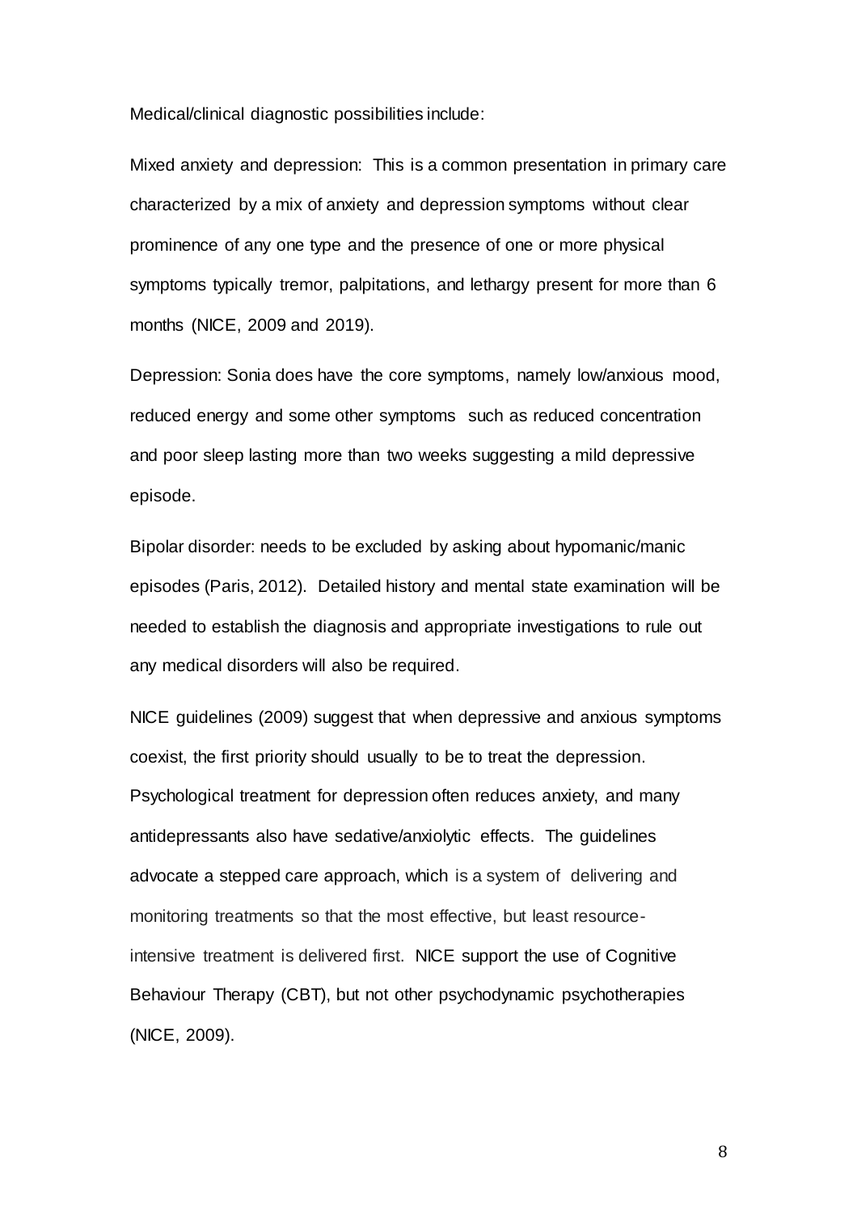Medical/clinical diagnostic possibilities include:

Mixed anxiety and depression: This is a common presentation in primary care characterized by a mix of anxiety and depression symptoms without clear prominence of any one type and the presence of one or more physical symptoms typically tremor, palpitations, and lethargy present for more than 6 months (NICE, 2009 and 2019).

Depression: Sonia does have the core symptoms, namely low/anxious mood, reduced energy and some other symptoms such as reduced concentration and poor sleep lasting more than two weeks suggesting a mild depressive episode.

Bipolar disorder: needs to be excluded by asking about hypomanic/manic episodes (Paris, 2012). Detailed history and mental state examination will be needed to establish the diagnosis and appropriate investigations to rule out any medical disorders will also be required.

NICE guidelines (2009) suggest that when depressive and anxious symptoms coexist, the first priority should usually to be to treat the depression. Psychological treatment for depression often reduces anxiety, and many antidepressants also have sedative/anxiolytic effects. The guidelines advocate a stepped care approach, which is a system of delivering and monitoring treatments so that the most effective, but least resource-intensive treatment is delivered first. NICE support the use of Cognitive Behaviour Therapy (CBT), but not other psychodynamic psychotherapies (NICE, 2009).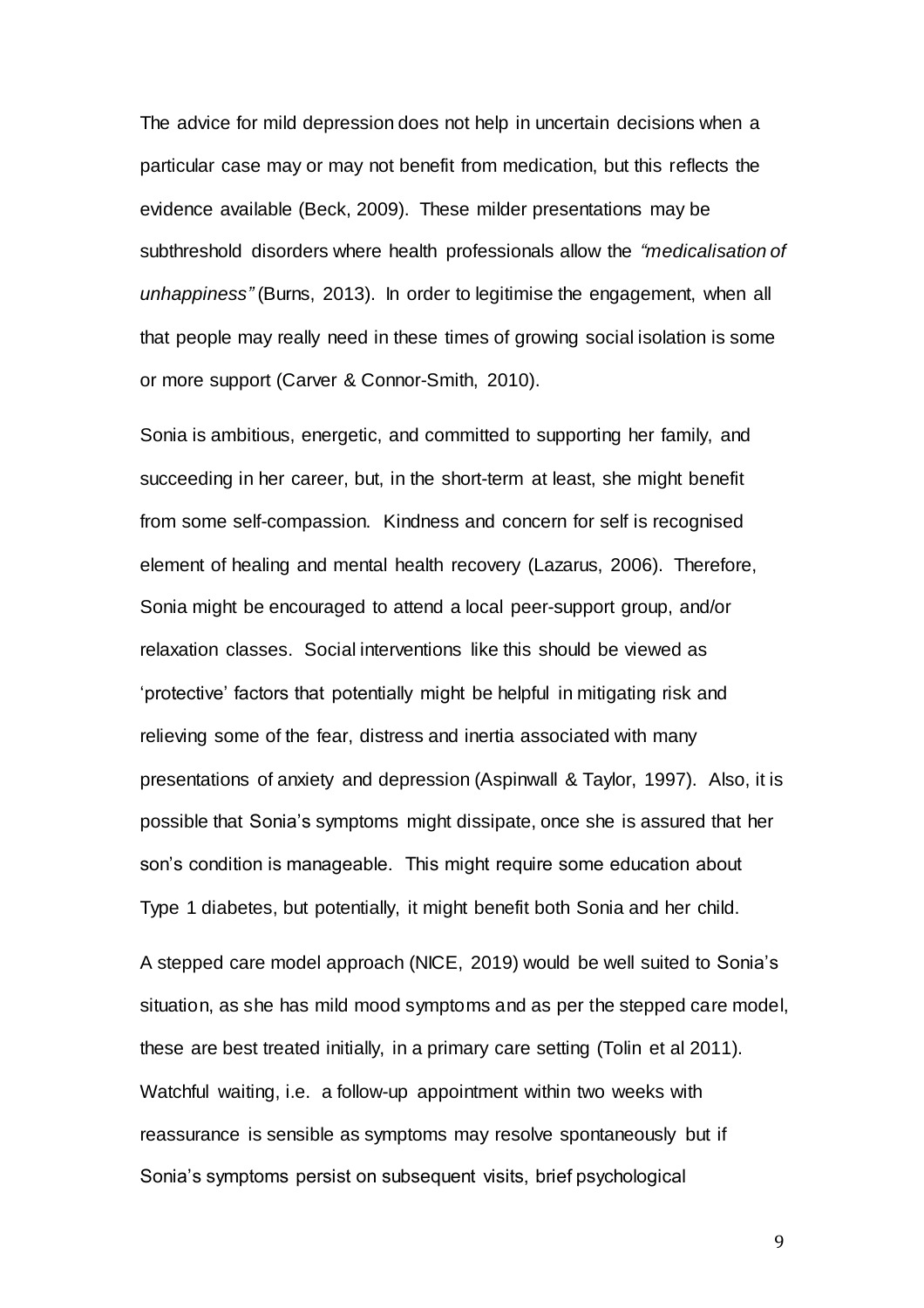The advice for mild depression does not help in uncertain decisions when a particular case may or may not benefit from medication, but this reflects the evidence available (Beck, 2009). These milder presentations may be subthreshold disorders where health professionals allow the *"medicalisation of unhappiness"* (Burns, 2013). In order to legitimise the engagement, when all that people may really need in these times of growing social isolation is some or more support (Carver & Connor-Smith, 2010).

Sonia is ambitious, energetic, and committed to supporting her family, and succeeding in her career, but, in the short-term at least, she might benefit from some self-compassion. Kindness and concern for self is recognised element of healing and mental health recovery (Lazarus, 2006). Therefore, Sonia might be encouraged to attend a local peer-support group, and/or relaxation classes. Social interventions like this should be viewed as 'protective' factors that potentially might be helpful in mitigating risk and relieving some of the fear, distress and inertia associated with many presentations of anxiety and depression (Aspinwall & Taylor, 1997). Also, it is possible that Sonia's symptoms might dissipate, once she is assured that her son's condition is manageable. This might require some education about Type 1 diabetes, but potentially, it might benefit both Sonia and her child.

A stepped care model approach (NICE, 2019) would be well suited to Sonia's situation, as she has mild mood symptoms and as per the stepped care model, these are best treated initially, in a primary care setting (Tolin et al 2011). Watchful waiting, i.e. a follow-up appointment within two weeks with reassurance is sensible as symptoms may resolve spontaneously but if Sonia's symptoms persist on subsequent visits, brief psychological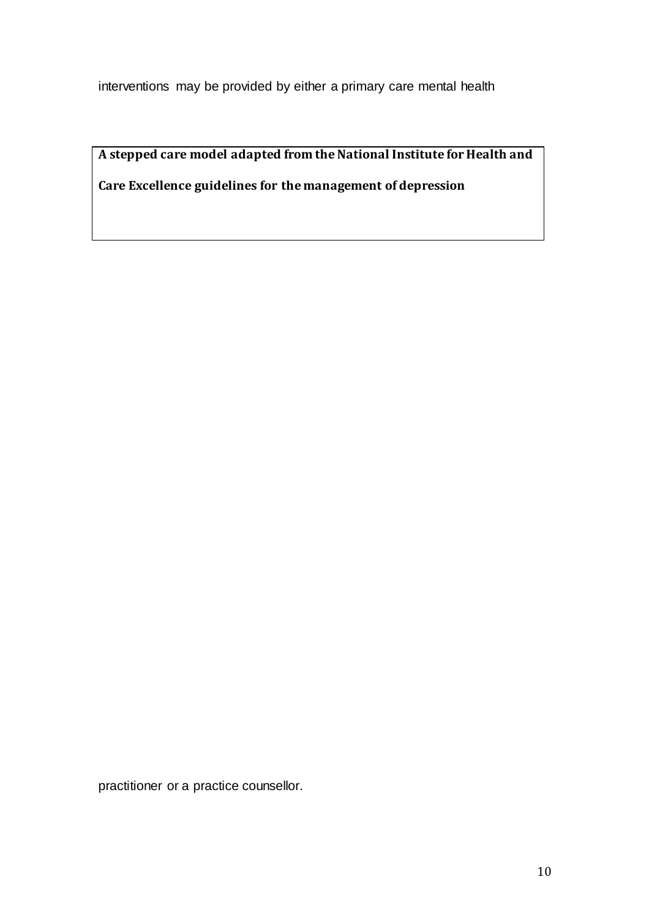interventions may be provided by either a primary care mental health

**A stepped care model adapted from the National Institute for Health and Care Excellence guidelines for the management of depression**

practitioner or a practice counsellor.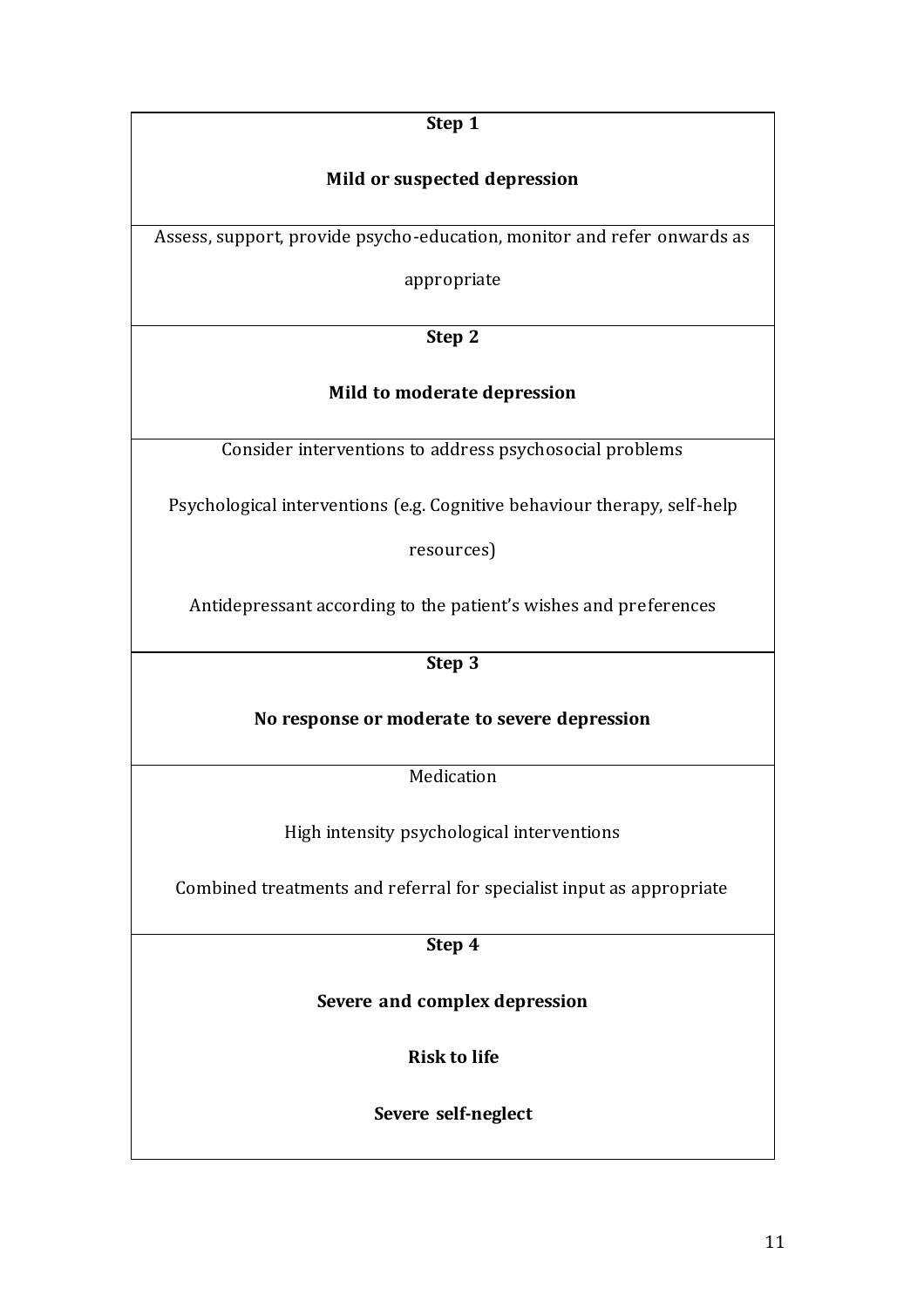| **Step 1** <br><br> **Mild or suspected depression** |
|---|
| Assess, support, provide psycho-education, monitor and refer onwards as appropriate |
| **Step 2** <br><br> **Mild to moderate depression** |
| Consider interventions to address psychosocial problems <br><br> Psychological interventions (e.g. Cognitive behaviour therapy, self-help resources) <br><br> Antidepressant according to the patient's wishes and preferences |
| **Step 3** <br><br> **No response or moderate to severe depression** |
| Medication <br><br> High intensity psychological interventions <br><br> Combined treatments and referral for specialist input as appropriate |
| **Step 4** <br><br> **Severe and complex depression** <br><br> **Risk to life** <br><br> **Severe self-neglect** |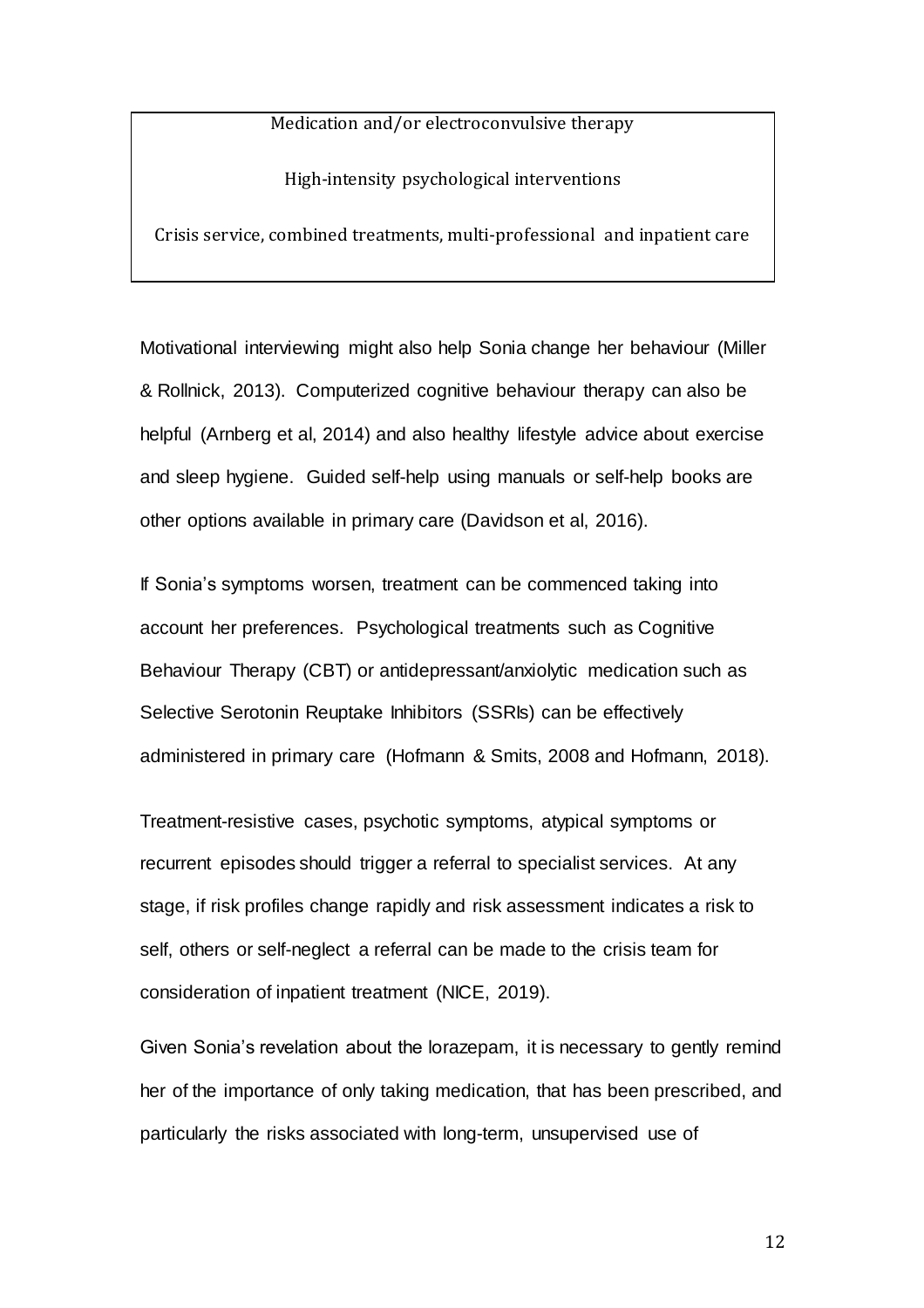| Medication and/or electroconvulsive therapy |
| --- |
| High-intensity psychological interventions |
| Crisis service, combined treatments, multi-professional and inpatient care |

Motivational interviewing might also help Sonia change her behaviour (Miller & Rollnick, 2013). Computerized cognitive behaviour therapy can also be helpful (Arnberg et al, 2014) and also healthy lifestyle advice about exercise and sleep hygiene. Guided self-help using manuals or self-help books are other options available in primary care (Davidson et al, 2016).

If Sonia's symptoms worsen, treatment can be commenced taking into account her preferences. Psychological treatments such as Cognitive Behaviour Therapy (CBT) or antidepressant/anxiolytic medication such as Selective Serotonin Reuptake Inhibitors (SSRIs) can be effectively administered in primary care (Hofmann & Smits, 2008 and Hofmann, 2018).

Treatment-resistive cases, psychotic symptoms, atypical symptoms or recurrent episodes should trigger a referral to specialist services. At any stage, if risk profiles change rapidly and risk assessment indicates a risk to self, others or self-neglect a referral can be made to the crisis team for consideration of inpatient treatment (NICE, 2019).

Given Sonia's revelation about the lorazepam, it is necessary to gently remind her of the importance of only taking medication, that has been prescribed, and particularly the risks associated with long-term, unsupervised use of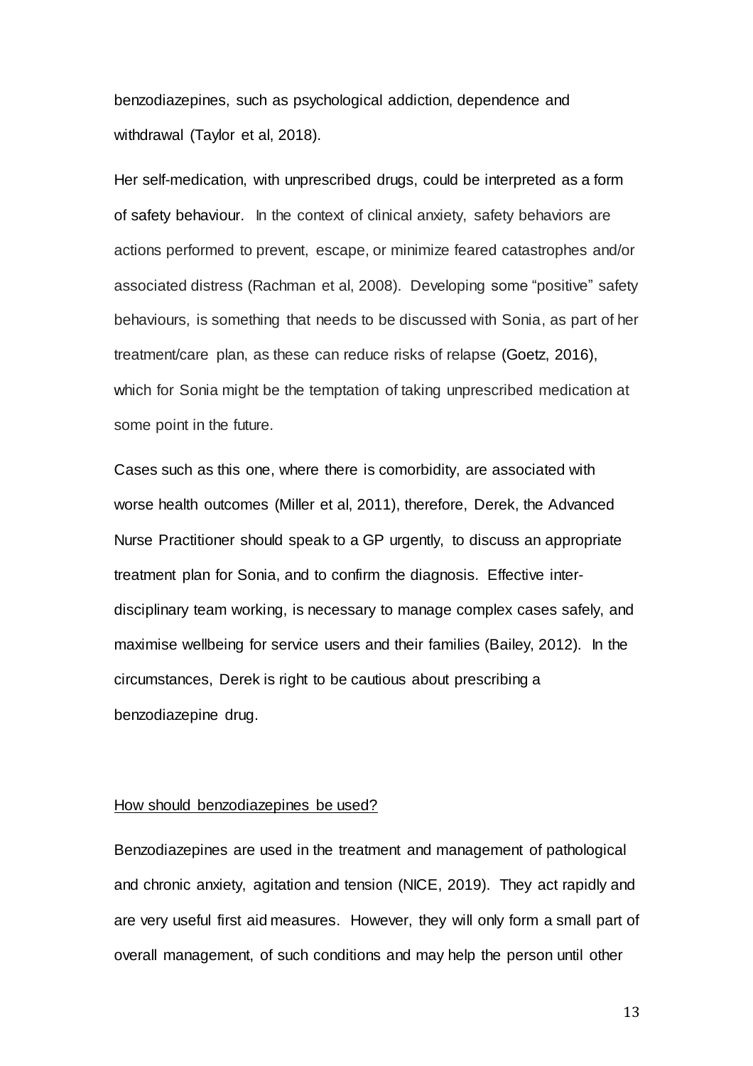benzodiazepines, such as psychological addiction, dependence and withdrawal (Taylor et al, 2018).

Her self-medication, with unprescribed drugs, could be interpreted as a form of safety behaviour. In the context of clinical anxiety, safety behaviors are actions performed to prevent, escape, or minimize feared catastrophes and/or associated distress (Rachman et al, 2008). Developing some "positive" safety behaviours, is something that needs to be discussed with Sonia, as part of her treatment/care plan, as these can reduce risks of relapse (Goetz, 2016), which for Sonia might be the temptation of taking unprescribed medication at some point in the future.

Cases such as this one, where there is comorbidity, are associated with worse health outcomes (Miller et al, 2011), therefore, Derek, the Advanced Nurse Practitioner should speak to a GP urgently, to discuss an appropriate treatment plan for Sonia, and to confirm the diagnosis. Effective inter-disciplinary team working, is necessary to manage complex cases safely, and maximise wellbeing for service users and their families (Bailey, 2012). In the circumstances, Derek is right to be cautious about prescribing a benzodiazepine drug.

<u>How should benzodiazepines be used?</u>

Benzodiazepines are used in the treatment and management of pathological and chronic anxiety, agitation and tension (NICE, 2019). They act rapidly and are very useful first aid measures. However, they will only form a small part of overall management, of such conditions and may help the person until other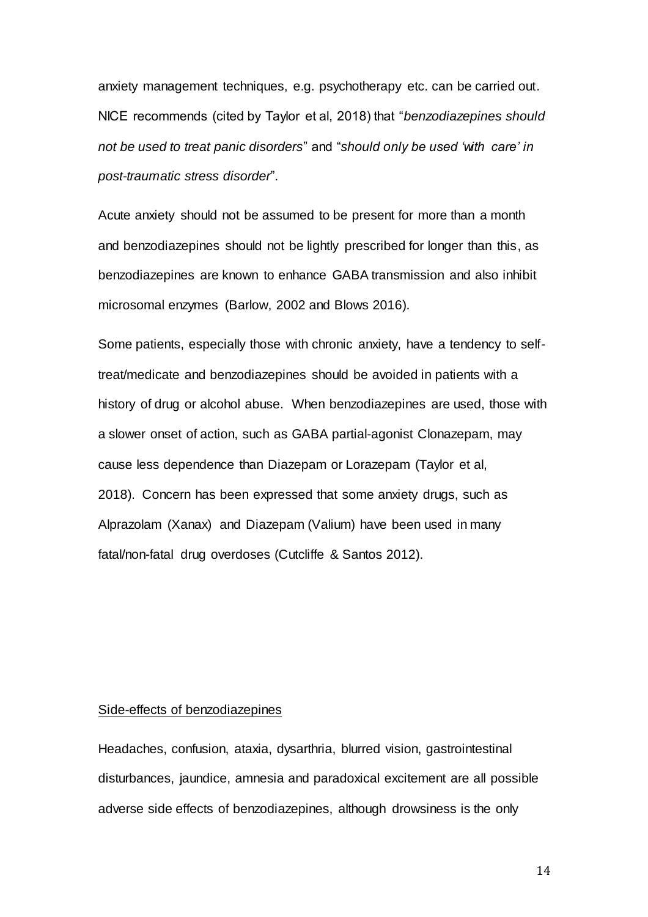anxiety management techniques, e.g. psychotherapy etc. can be carried out. NICE recommends (cited by Taylor et al, 2018) that "*benzodiazepines should not be used to treat panic disorders*" and "*should only be used 'with care' in post-traumatic stress disorder*".

Acute anxiety should not be assumed to be present for more than a month and benzodiazepines should not be lightly prescribed for longer than this, as benzodiazepines are known to enhance GABA transmission and also inhibit microsomal enzymes (Barlow, 2002 and Blows 2016).

Some patients, especially those with chronic anxiety, have a tendency to self-treat/medicate and benzodiazepines should be avoided in patients with a history of drug or alcohol abuse. When benzodiazepines are used, those with a slower onset of action, such as GABA partial-agonist Clonazepam, may cause less dependence than Diazepam or Lorazepam (Taylor et al, 2018). Concern has been expressed that some anxiety drugs, such as Alprazolam (Xanax) and Diazepam (Valium) have been used in many fatal/non-fatal drug overdoses (Cutcliffe & Santos 2012).

<u>Side-effects of benzodiazepines</u>

Headaches, confusion, ataxia, dysarthria, blurred vision, gastrointestinal disturbances, jaundice, amnesia and paradoxical excitement are all possible adverse side effects of benzodiazepines, although drowsiness is the only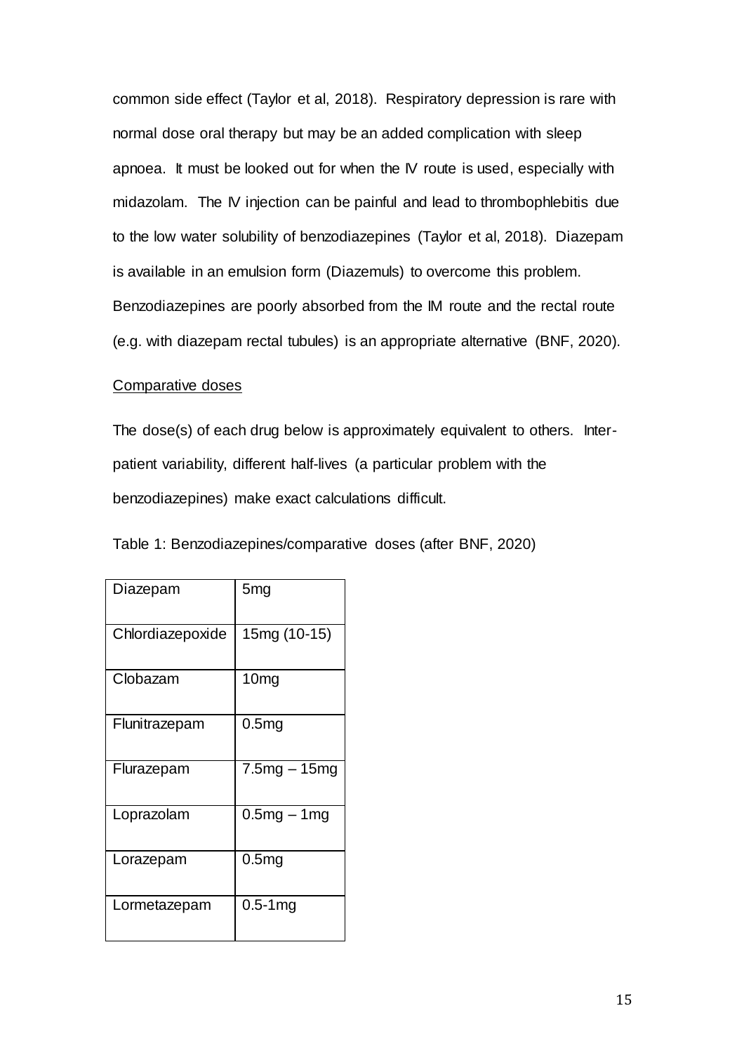common side effect (Taylor et al, 2018). Respiratory depression is rare with normal dose oral therapy but may be an added complication with sleep apnoea. It must be looked out for when the IV route is used, especially with midazolam. The IV injection can be painful and lead to thrombophlebitis due to the low water solubility of benzodiazepines (Taylor et al, 2018). Diazepam is available in an emulsion form (Diazemuls) to overcome this problem. Benzodiazepines are poorly absorbed from the IM route and the rectal route (e.g. with diazepam rectal tubules) is an appropriate alternative (BNF, 2020).

<u>Comparative doses</u>

The dose(s) of each drug below is approximately equivalent to others. Inter-patient variability, different half-lives (a particular problem with the benzodiazepines) make exact calculations difficult.

Table 1: Benzodiazepines/comparative doses (after BNF, 2020)

| | |
|---|---|
| Diazepam | 5mg |
| Chlordiazepoxide | 15mg (10-15) |
| Clobazam | 10mg |
| Flunitrazepam | 0.5mg |
| Flurazepam | 7.5mg – 15mg |
| Loprazolam | 0.5mg – 1mg |
| Lorazepam | 0.5mg |
| Lormetazepam | 0.5-1mg |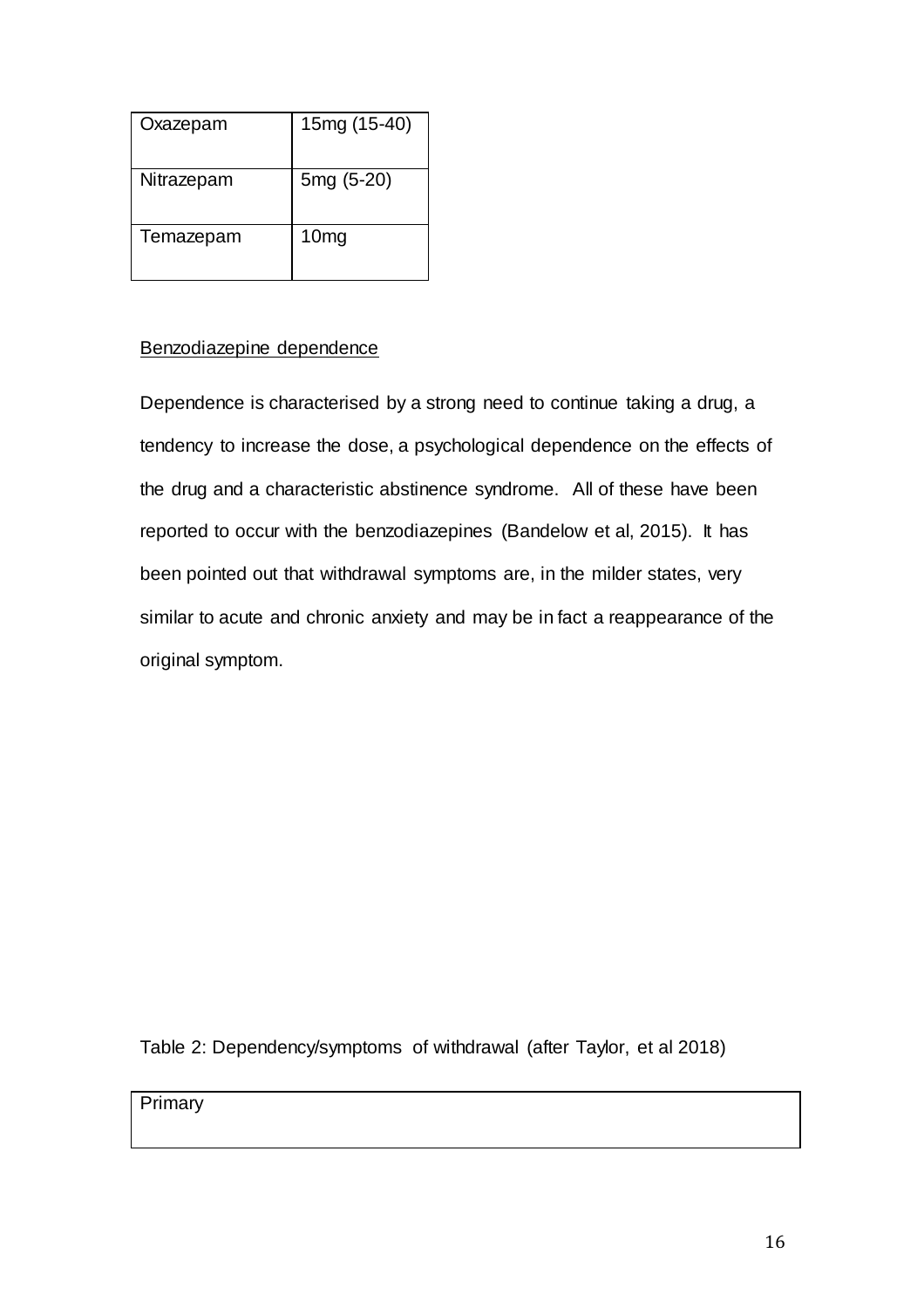| Oxazepam | 15mg (15-40) |
|---|---|
| Nitrazepam | 5mg (5-20) |
| Temazepam | 10mg |

Benzodiazepine dependence

Dependence is characterised by a strong need to continue taking a drug, a tendency to increase the dose, a psychological dependence on the effects of the drug and a characteristic abstinence syndrome. All of these have been reported to occur with the benzodiazepines (Bandelow et al, 2015). It has been pointed out that withdrawal symptoms are, in the milder states, very similar to acute and chronic anxiety and may be in fact a reappearance of the original symptom.

Table 2: Dependency/symptoms of withdrawal (after Taylor, et al 2018)

| Primary |
|---|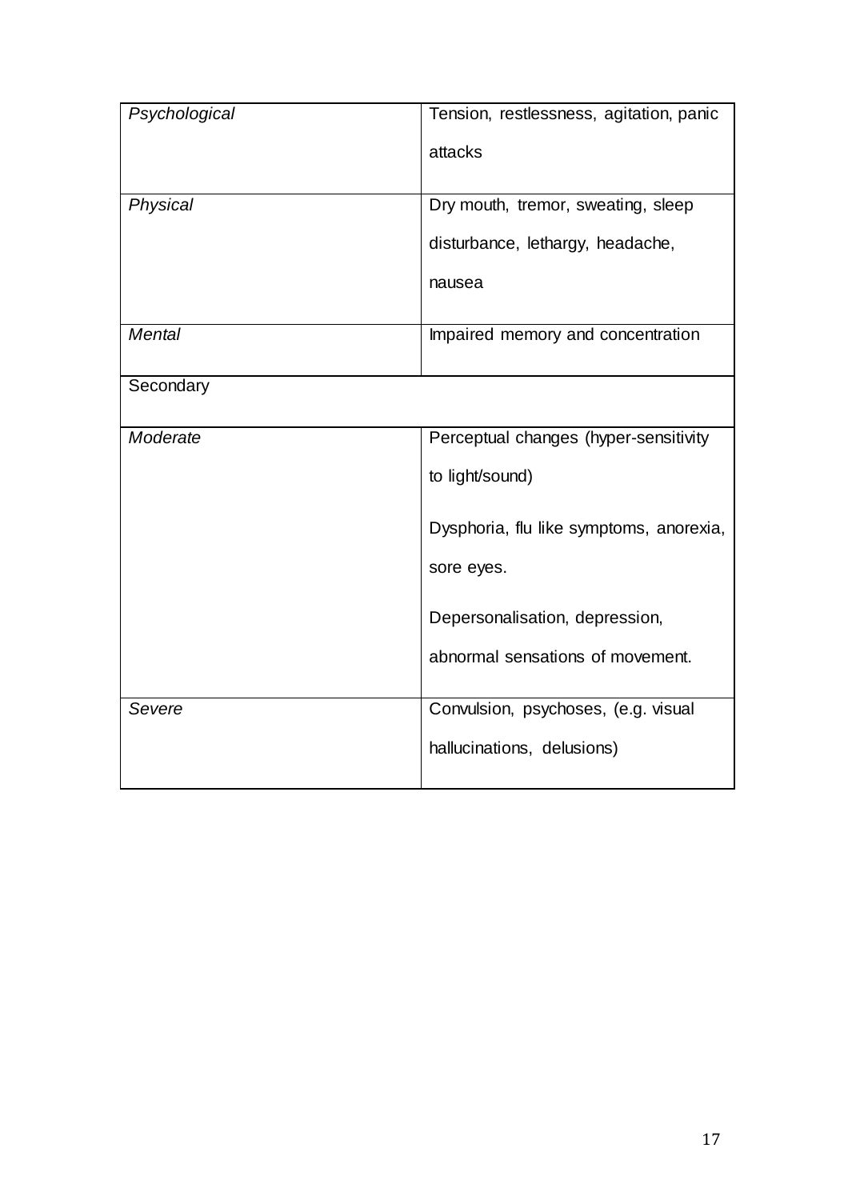| *Psychological* | Tension, restlessness, agitation, panic attacks |
|---|---|
| *Physical* | Dry mouth, tremor, sweating, sleep disturbance, lethargy, headache, nausea |
| *Mental* | Impaired memory and concentration |
| Secondary | |
| *Moderate* | Perceptual changes (hyper-sensitivity to light/sound)<br><br>Dysphoria, flu like symptoms, anorexia, sore eyes.<br><br>Depersonalisation, depression, abnormal sensations of movement. |
| *Severe* | Convulsion, psychoses, (e.g. visual hallucinations, delusions) |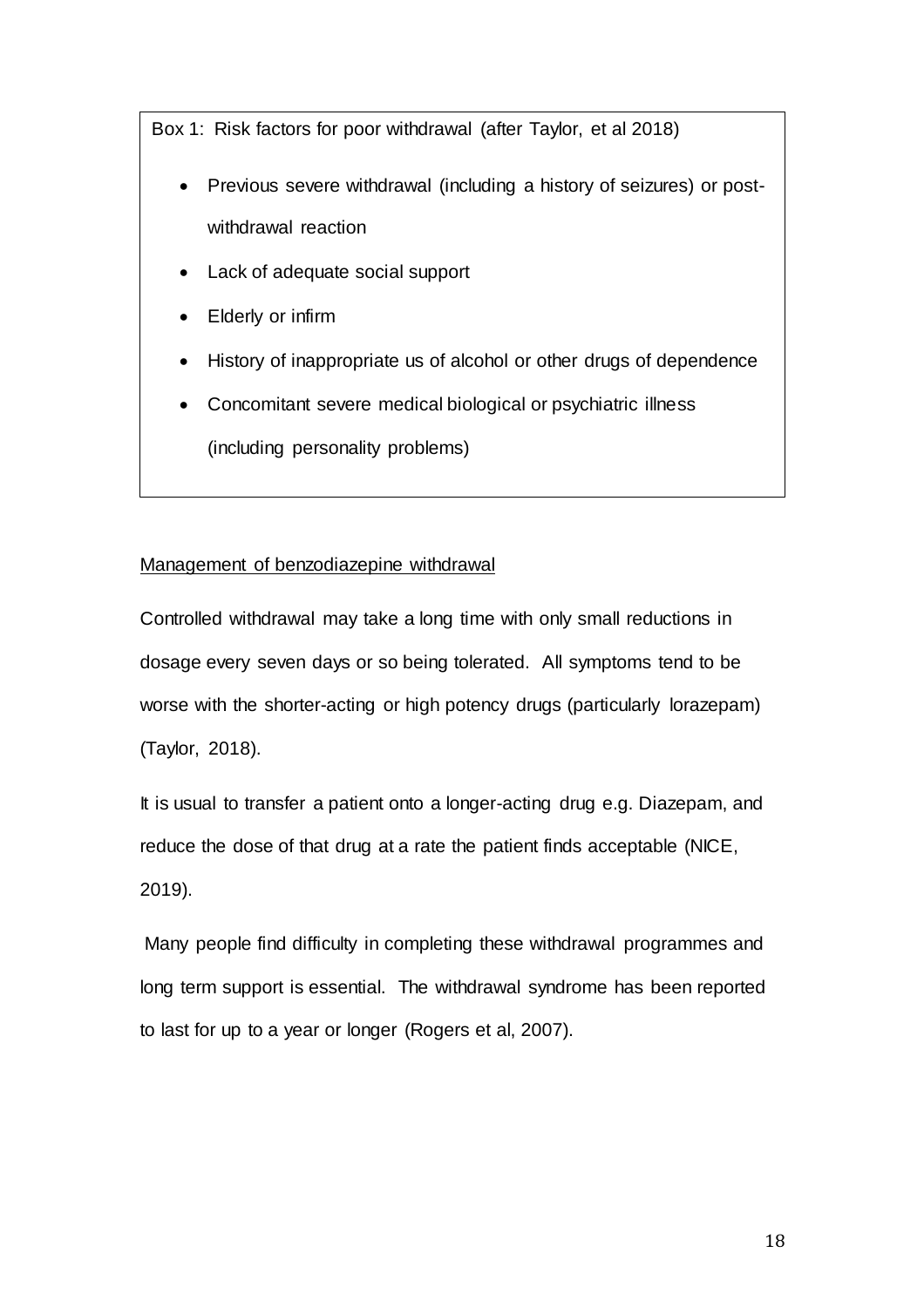Box 1: Risk factors for poor withdrawal (after Taylor, et al 2018)

- Previous severe withdrawal (including a history of seizures) or post-withdrawal reaction
- Lack of adequate social support
- Elderly or infirm
- History of inappropriate us of alcohol or other drugs of dependence
- Concomitant severe medical biological or psychiatric illness (including personality problems)

Management of benzodiazepine withdrawal

Controlled withdrawal may take a long time with only small reductions in dosage every seven days or so being tolerated. All symptoms tend to be worse with the shorter-acting or high potency drugs (particularly lorazepam) (Taylor, 2018).

It is usual to transfer a patient onto a longer-acting drug e.g. Diazepam, and reduce the dose of that drug at a rate the patient finds acceptable (NICE, 2019).

Many people find difficulty in completing these withdrawal programmes and long term support is essential. The withdrawal syndrome has been reported to last for up to a year or longer (Rogers et al, 2007).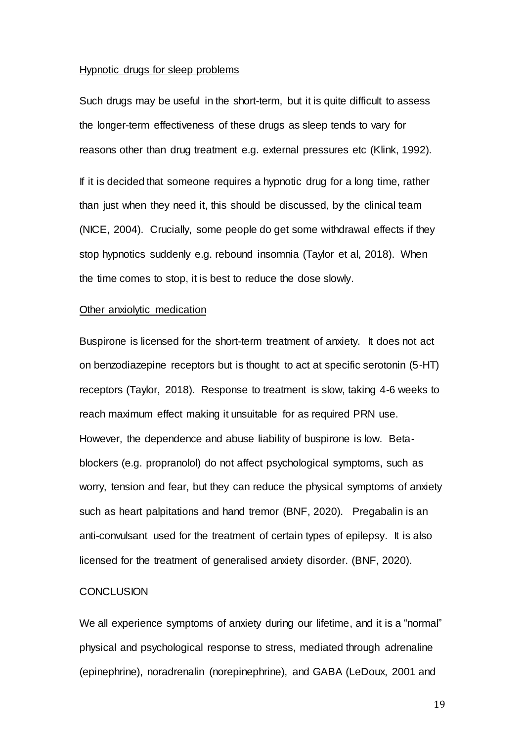<u>Hypnotic drugs for sleep problems</u>

Such drugs may be useful in the short-term, but it is quite difficult to assess the longer-term effectiveness of these drugs as sleep tends to vary for reasons other than drug treatment e.g. external pressures etc (Klink, 1992).

If it is decided that someone requires a hypnotic drug for a long time, rather than just when they need it, this should be discussed, by the clinical team (NICE, 2004). Crucially, some people do get some withdrawal effects if they stop hypnotics suddenly e.g. rebound insomnia (Taylor et al, 2018). When the time comes to stop, it is best to reduce the dose slowly.

<u>Other anxiolytic medication</u>

Buspirone is licensed for the short-term treatment of anxiety. It does not act on benzodiazepine receptors but is thought to act at specific serotonin (5-HT) receptors (Taylor, 2018). Response to treatment is slow, taking 4-6 weeks to reach maximum effect making it unsuitable for as required PRN use. However, the dependence and abuse liability of buspirone is low. Beta-blockers (e.g. propranolol) do not affect psychological symptoms, such as worry, tension and fear, but they can reduce the physical symptoms of anxiety such as heart palpitations and hand tremor (BNF, 2020). Pregabalin is an anti-convulsant used for the treatment of certain types of epilepsy. It is also licensed for the treatment of generalised anxiety disorder. (BNF, 2020).

CONCLUSION

We all experience symptoms of anxiety during our lifetime, and it is a "normal" physical and psychological response to stress, mediated through adrenaline (epinephrine), noradrenalin (norepinephrine), and GABA (LeDoux, 2001 and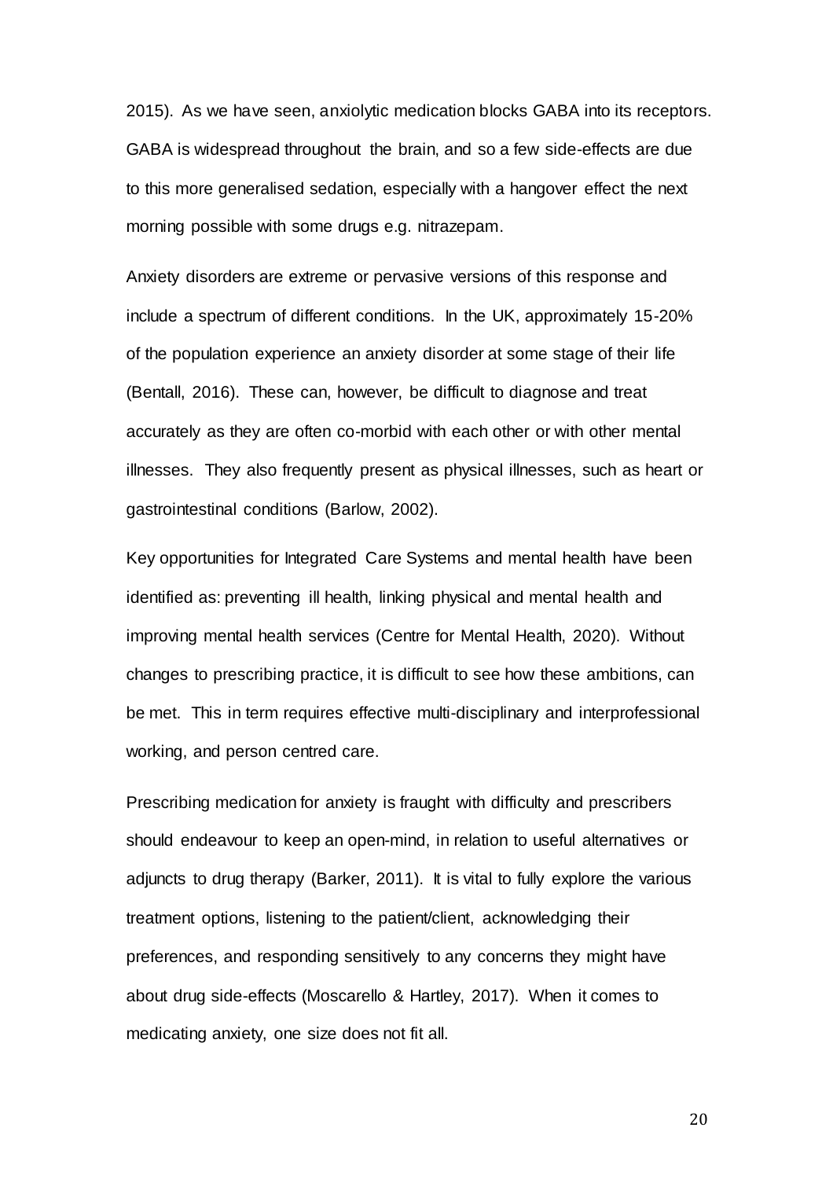2015). As we have seen, anxiolytic medication blocks GABA into its receptors. GABA is widespread throughout the brain, and so a few side-effects are due to this more generalised sedation, especially with a hangover effect the next morning possible with some drugs e.g. nitrazepam.

Anxiety disorders are extreme or pervasive versions of this response and include a spectrum of different conditions. In the UK, approximately 15-20% of the population experience an anxiety disorder at some stage of their life (Bentall, 2016). These can, however, be difficult to diagnose and treat accurately as they are often co-morbid with each other or with other mental illnesses. They also frequently present as physical illnesses, such as heart or gastrointestinal conditions (Barlow, 2002).

Key opportunities for Integrated Care Systems and mental health have been identified as: preventing ill health, linking physical and mental health and improving mental health services (Centre for Mental Health, 2020). Without changes to prescribing practice, it is difficult to see how these ambitions, can be met. This in term requires effective multi-disciplinary and interprofessional working, and person centred care.

Prescribing medication for anxiety is fraught with difficulty and prescribers should endeavour to keep an open-mind, in relation to useful alternatives or adjuncts to drug therapy (Barker, 2011). It is vital to fully explore the various treatment options, listening to the patient/client, acknowledging their preferences, and responding sensitively to any concerns they might have about drug side-effects (Moscarello & Hartley, 2017). When it comes to medicating anxiety, one size does not fit all.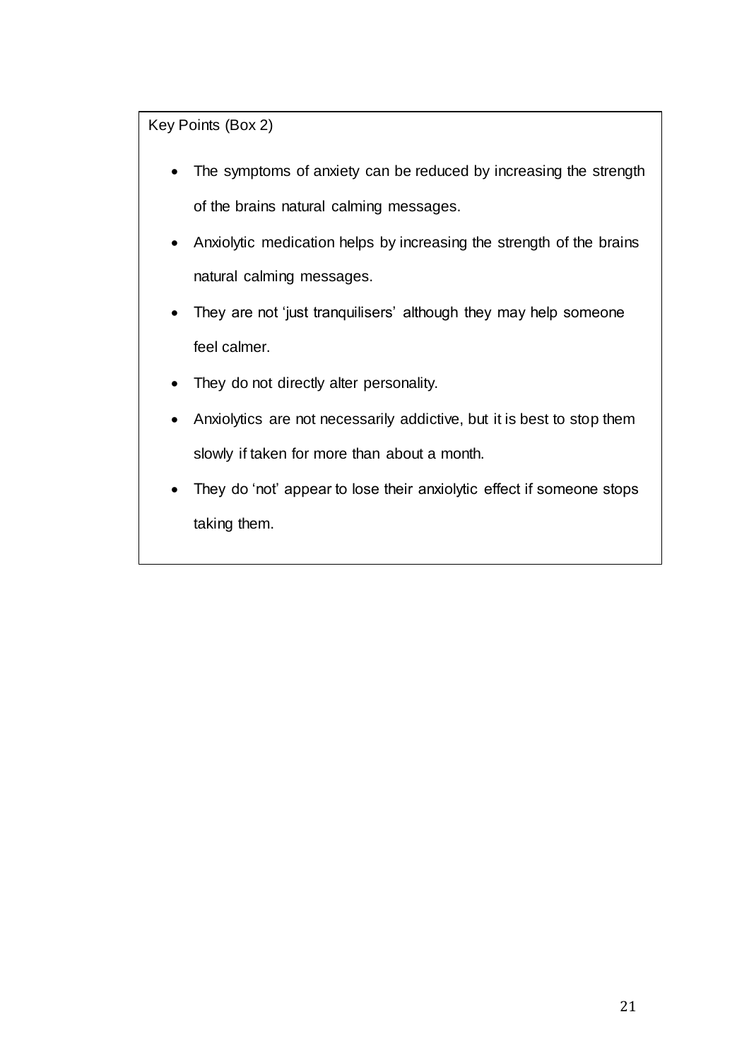Key Points (Box 2)

- The symptoms of anxiety can be reduced by increasing the strength of the brains natural calming messages.
- Anxiolytic medication helps by increasing the strength of the brains natural calming messages.
- They are not 'just tranquilisers' although they may help someone feel calmer.
- They do not directly alter personality.
- Anxiolytics are not necessarily addictive, but it is best to stop them slowly if taken for more than about a month.
- They do 'not' appear to lose their anxiolytic effect if someone stops taking them.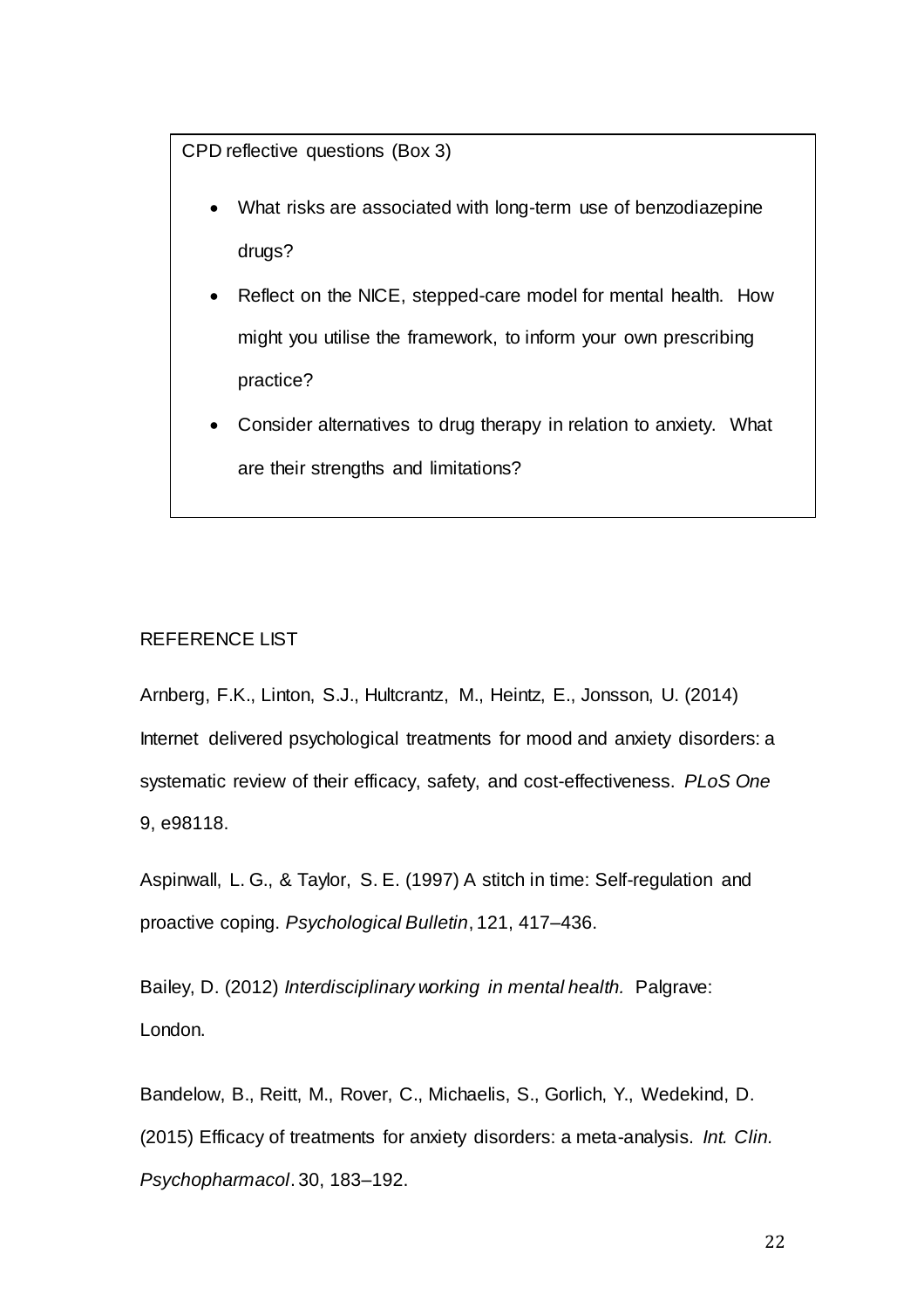CPD reflective questions (Box 3)

- What risks are associated with long-term use of benzodiazepine drugs?
- Reflect on the NICE, stepped-care model for mental health. How might you utilise the framework, to inform your own prescribing practice?
- Consider alternatives to drug therapy in relation to anxiety. What are their strengths and limitations?

REFERENCE LIST

Arnberg, F.K., Linton, S.J., Hultcrantz, M., Heintz, E., Jonsson, U. (2014) Internet delivered psychological treatments for mood and anxiety disorders: a systematic review of their efficacy, safety, and cost-effectiveness. *PLoS One* 9, e98118.

Aspinwall, L. G., & Taylor, S. E. (1997) A stitch in time: Self-regulation and proactive coping. *Psychological Bulletin*, 121, 417–436.

Bailey, D. (2012) *Interdisciplinary working in mental health.* Palgrave: London.

Bandelow, B., Reitt, M., Rover, C., Michaelis, S., Gorlich, Y., Wedekind, D. (2015) Efficacy of treatments for anxiety disorders: a meta-analysis. *Int. Clin. Psychopharmacol*. 30, 183–192.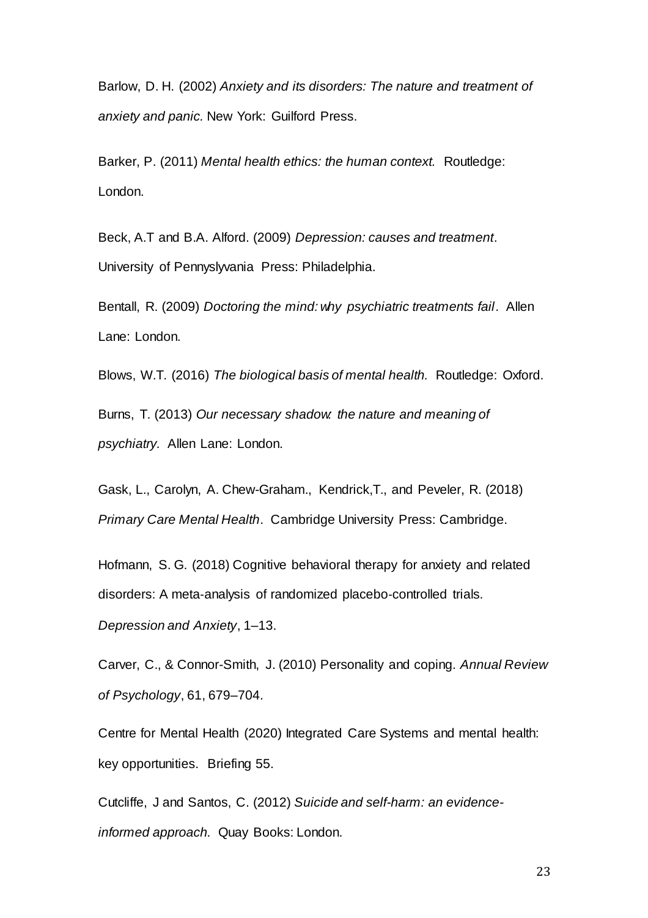Barlow, D. H. (2002) *Anxiety and its disorders: The nature and treatment of anxiety and panic.* New York: Guilford Press.

Barker, P. (2011) *Mental health ethics: the human context.* Routledge: London.

Beck, A.T and B.A. Alford. (2009) *Depression: causes and treatment*. University of Pennyslyvania Press: Philadelphia.

Bentall, R. (2009) *Doctoring the mind: why psychiatric treatments fail*. Allen Lane: London.

Blows, W.T. (2016) *The biological basis of mental health.* Routledge: Oxford.

Burns, T. (2013) *Our necessary shadow: the nature and meaning of psychiatry.* Allen Lane: London.

Gask, L., Carolyn, A. Chew-Graham., Kendrick,T., and Peveler, R. (2018) *Primary Care Mental Health*. Cambridge University Press: Cambridge.

Hofmann, S. G. (2018) Cognitive behavioral therapy for anxiety and related disorders: A meta-analysis of randomized placebo-controlled trials. *Depression and Anxiety*, 1–13.

Carver, C., & Connor-Smith, J. (2010) Personality and coping. *Annual Review of Psychology*, 61, 679–704.

Centre for Mental Health (2020) Integrated Care Systems and mental health: key opportunities. Briefing 55.

Cutcliffe, J and Santos, C. (2012) *Suicide and self-harm: an evidence-informed approach.* Quay Books: London.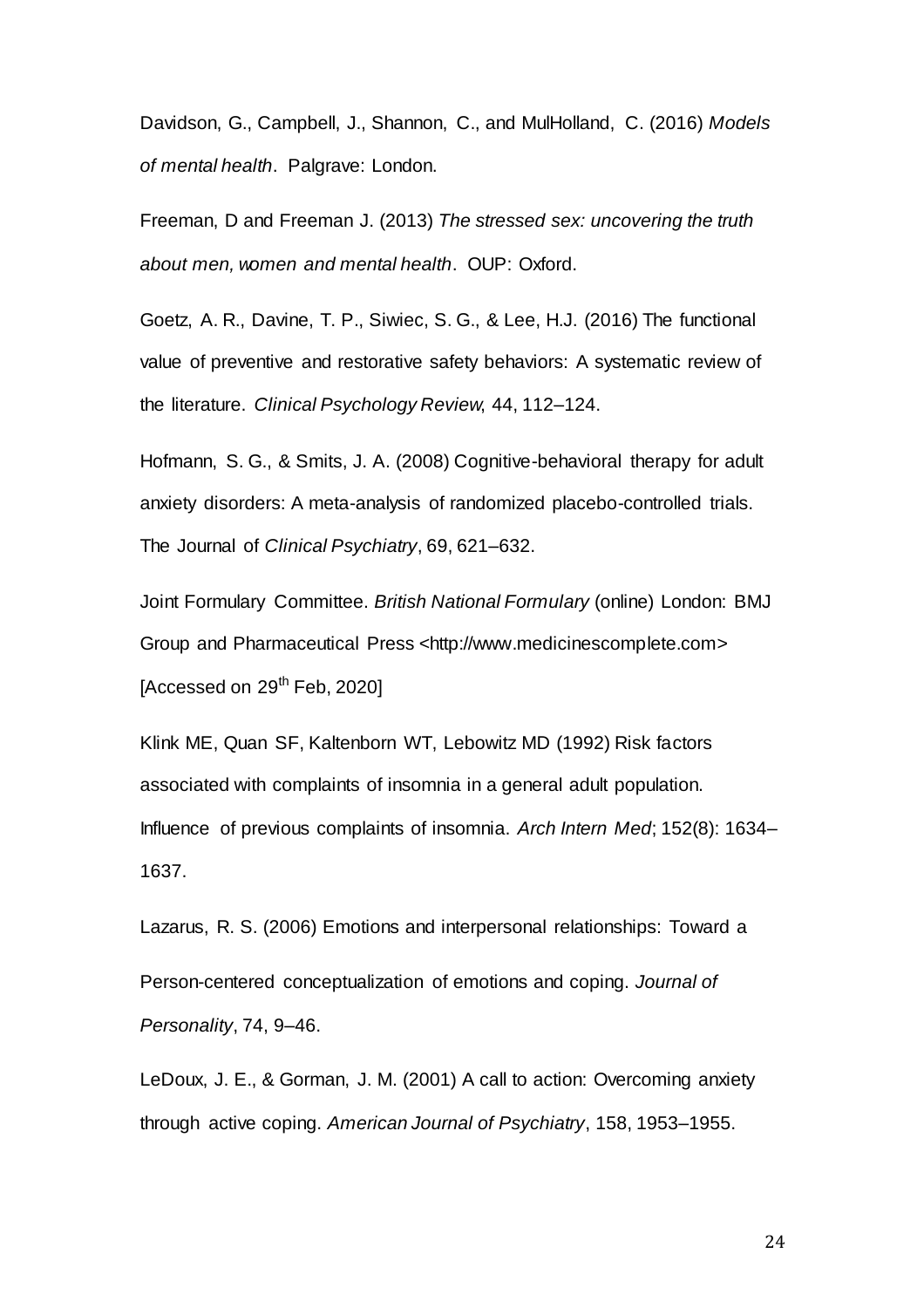Davidson, G., Campbell, J., Shannon, C., and MulHolland, C. (2016) *Models of mental health*. Palgrave: London.

Freeman, D and Freeman J. (2013) *The stressed sex: uncovering the truth about men, women and mental health*. OUP: Oxford.

Goetz, A. R., Davine, T. P., Siwiec, S. G., & Lee, H.J. (2016) The functional value of preventive and restorative safety behaviors: A systematic review of the literature. *Clinical Psychology Review*, 44, 112–124.

Hofmann, S. G., & Smits, J. A. (2008) Cognitive-behavioral therapy for adult anxiety disorders: A meta-analysis of randomized placebo-controlled trials. The Journal of *Clinical Psychiatry*, 69, 621–632.

Joint Formulary Committee. *British National Formulary* (online) London: BMJ Group and Pharmaceutical Press <http://www.medicinescomplete.com> [Accessed on 29th Feb, 2020]

Klink ME, Quan SF, Kaltenborn WT, Lebowitz MD (1992) Risk factors associated with complaints of insomnia in a general adult population. Influence of previous complaints of insomnia. *Arch Intern Med*; 152(8): 1634–1637.

Lazarus, R. S. (2006) Emotions and interpersonal relationships: Toward a Person-centered conceptualization of emotions and coping. *Journal of Personality*, 74, 9–46.

LeDoux, J. E., & Gorman, J. M. (2001) A call to action: Overcoming anxiety through active coping. *American Journal of Psychiatry*, 158, 1953–1955.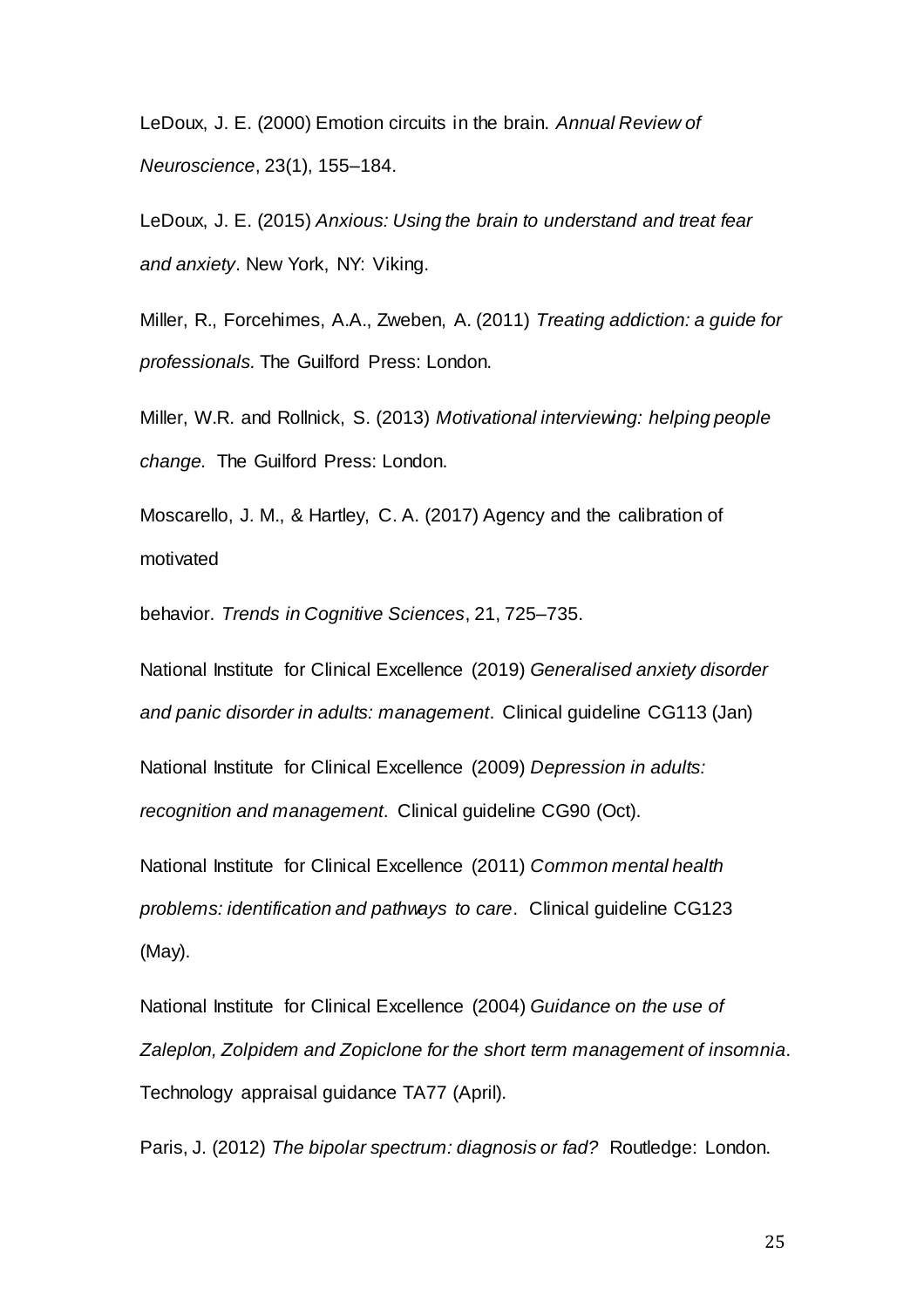LeDoux, J. E. (2000) Emotion circuits in the brain. *Annual Review of Neuroscience*, 23(1), 155–184.

LeDoux, J. E. (2015) *Anxious: Using the brain to understand and treat fear and anxiety*. New York, NY: Viking.

Miller, R., Forcehimes, A.A., Zweben, A. (2011) *Treating addiction: a guide for professionals.* The Guilford Press: London.

Miller, W.R. and Rollnick, S. (2013) *Motivational interviewing: helping people change.* The Guilford Press: London.

Moscarello, J. M., & Hartley, C. A. (2017) Agency and the calibration of motivated

behavior. *Trends in Cognitive Sciences*, 21, 725–735.

National Institute for Clinical Excellence (2019) *Generalised anxiety disorder and panic disorder in adults: management*. Clinical guideline CG113 (Jan)

National Institute for Clinical Excellence (2009) *Depression in adults: recognition and management*. Clinical guideline CG90 (Oct).

National Institute for Clinical Excellence (2011) *Common mental health problems: identification and pathways to care*. Clinical guideline CG123 (May).

National Institute for Clinical Excellence (2004) *Guidance on the use of Zaleplon, Zolpidem and Zopiclone for the short term management of insomnia*. Technology appraisal guidance TA77 (April).

Paris, J. (2012) *The bipolar spectrum: diagnosis or fad?* Routledge: London.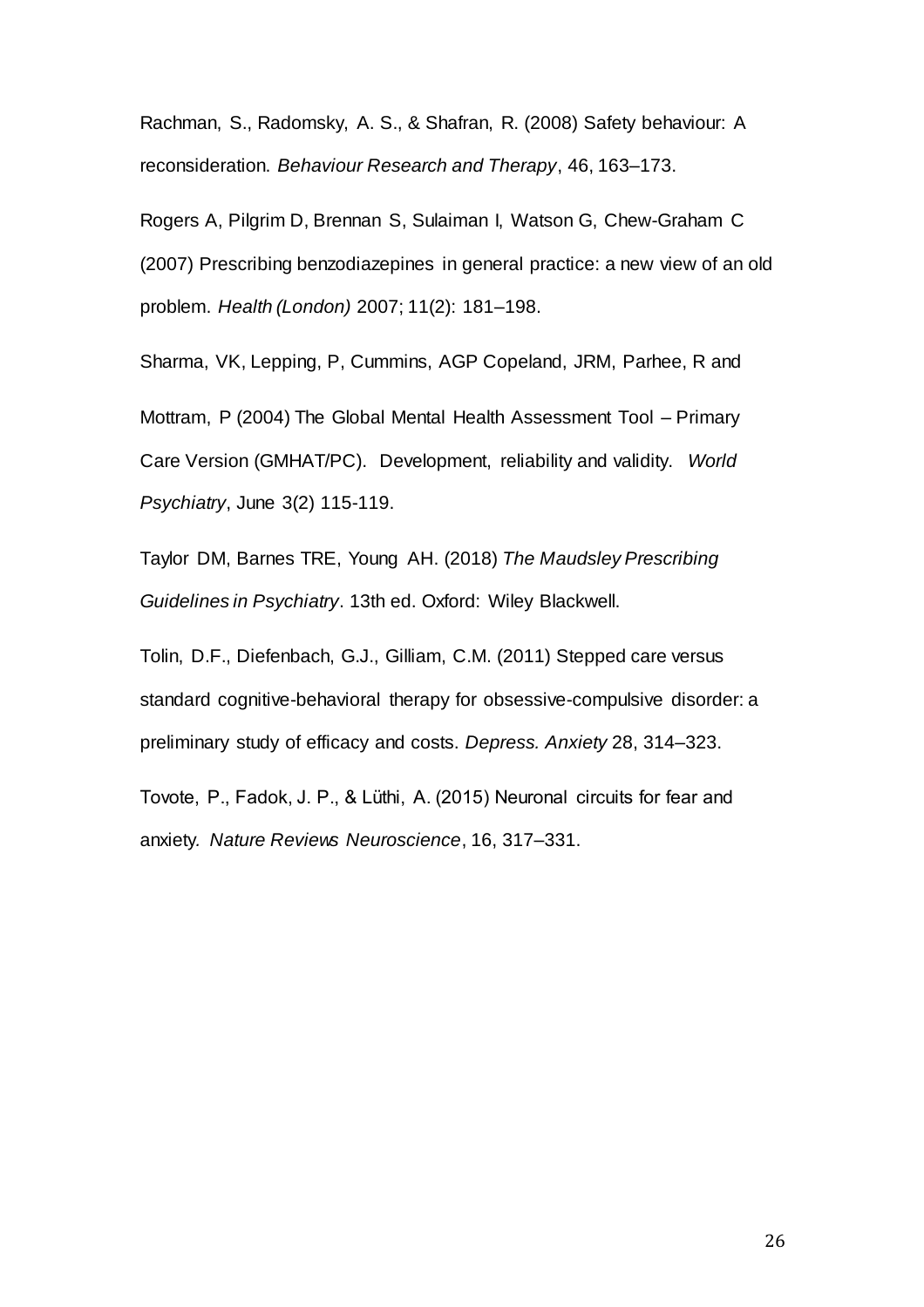Rachman, S., Radomsky, A. S., & Shafran, R. (2008) Safety behaviour: A reconsideration. *Behaviour Research and Therapy*, 46, 163–173.

Rogers A, Pilgrim D, Brennan S, Sulaiman I, Watson G, Chew-Graham C (2007) Prescribing benzodiazepines in general practice: a new view of an old problem. *Health (London)* 2007; 11(2): 181–198.

Sharma, VK, Lepping, P, Cummins, AGP Copeland, JRM, Parhee, R and

Mottram, P (2004) The Global Mental Health Assessment Tool – Primary Care Version (GMHAT/PC). Development, reliability and validity. *World Psychiatry*, June 3(2) 115-119.

Taylor DM, Barnes TRE, Young AH. (2018) *The Maudsley Prescribing Guidelines in Psychiatry*. 13th ed. Oxford: Wiley Blackwell.

Tolin, D.F., Diefenbach, G.J., Gilliam, C.M. (2011) Stepped care versus standard cognitive-behavioral therapy for obsessive-compulsive disorder: a preliminary study of efficacy and costs. *Depress. Anxiety* 28, 314–323.

Tovote, P., Fadok, J. P., & Lüthi, A. (2015) Neuronal circuits for fear and anxiety. *Nature Reviews Neuroscience*, 16, 317–331.